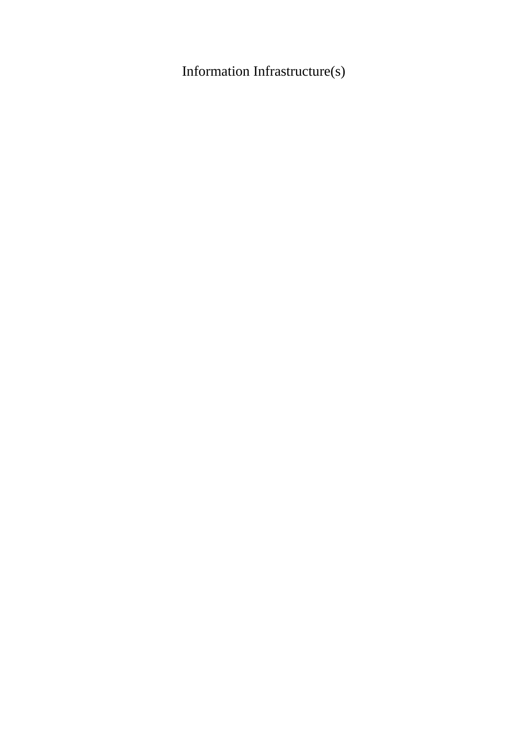# Information Infrastructure(s)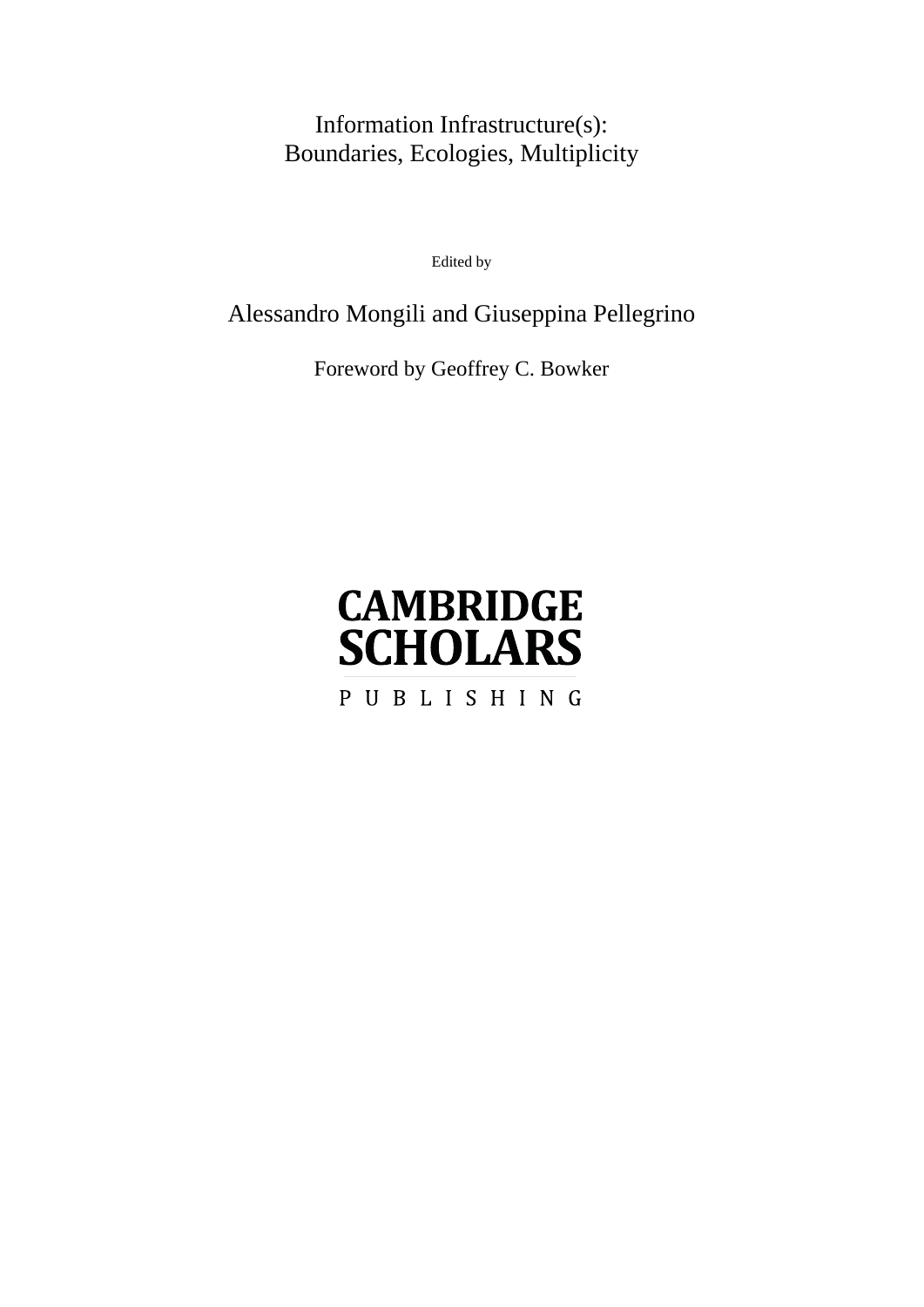# Information Infrastructure(s): Boundaries, Ecologies, Multiplicity

Edited by

Alessandro Mongili and Giuseppina Pellegrino

Foreword by Geoffrey C. Bowker

CAMBRIDGE SCHOLARS

PUBLISHING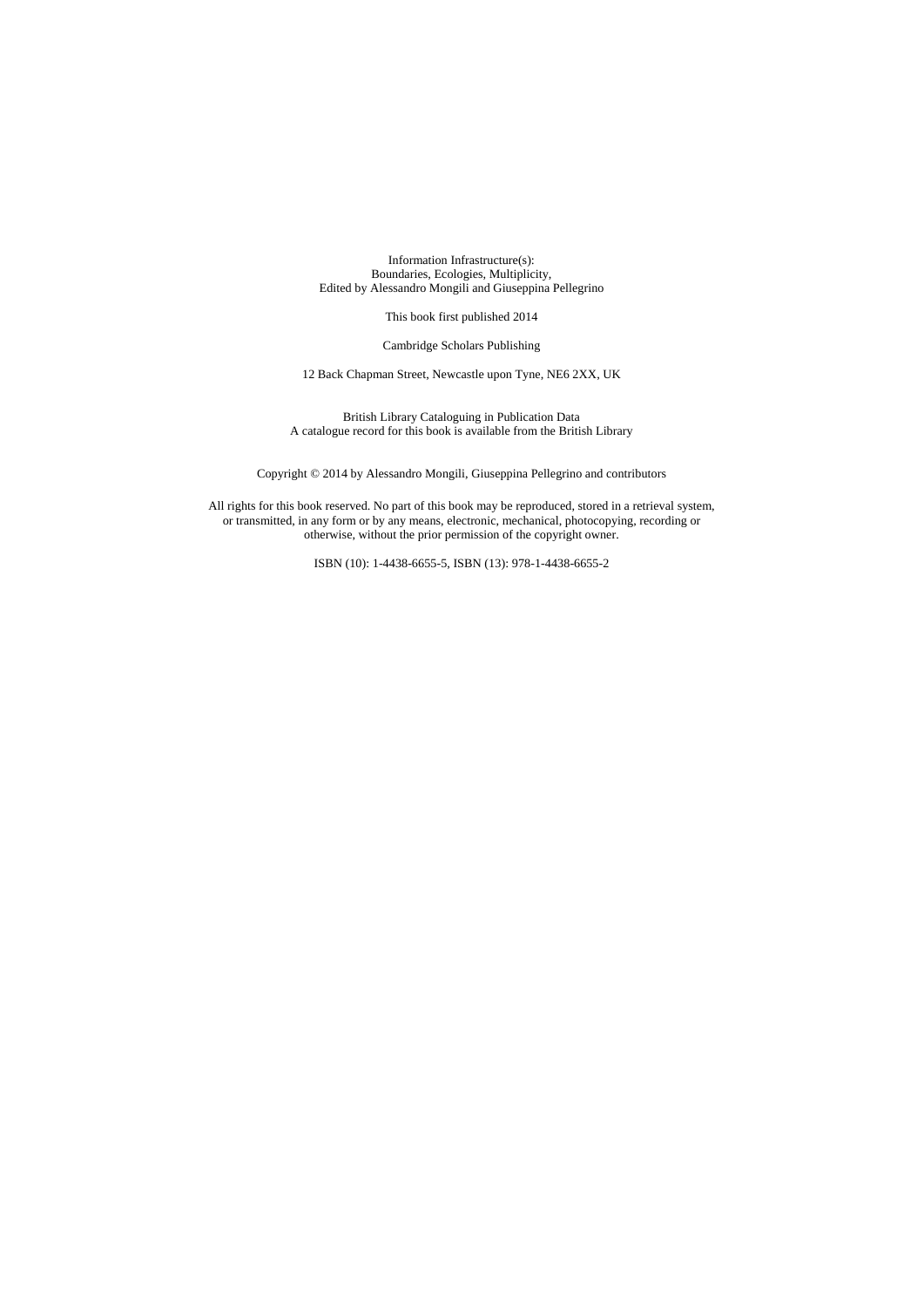Information Infrastructure(s):
Boundaries, Ecologies, Multiplicity,
Edited by Alessandro Mongili and Giuseppina Pellegrino

This book first published 2014

Cambridge Scholars Publishing

12 Back Chapman Street, Newcastle upon Tyne, NE6 2XX, UK

British Library Cataloguing in Publication Data
A catalogue record for this book is available from the British Library

Copyright © 2014 by Alessandro Mongili, Giuseppina Pellegrino and contributors

All rights for this book reserved. No part of this book may be reproduced, stored in a retrieval system, or transmitted, in any form or by any means, electronic, mechanical, photocopying, recording or otherwise, without the prior permission of the copyright owner.

ISBN (10): 1-4438-6655-5, ISBN (13): 978-1-4438-6655-2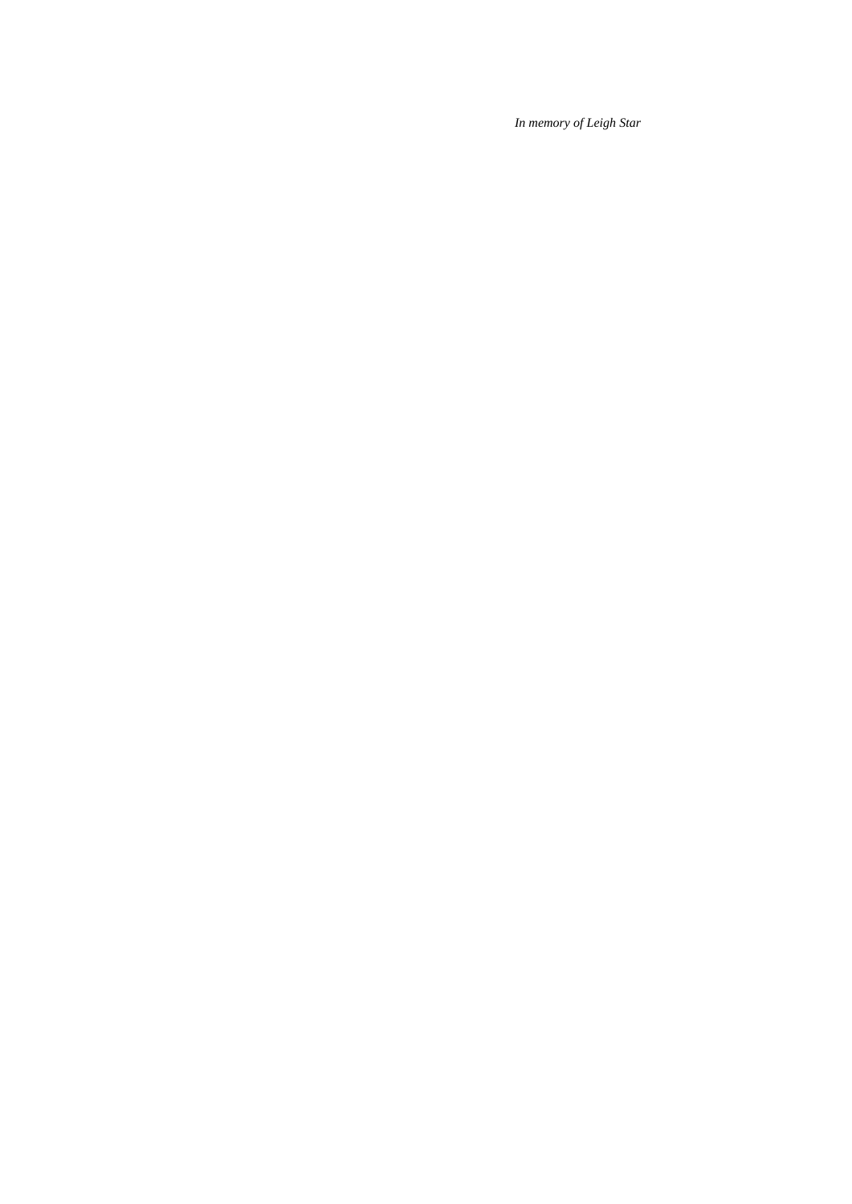*In memory of Leigh Star*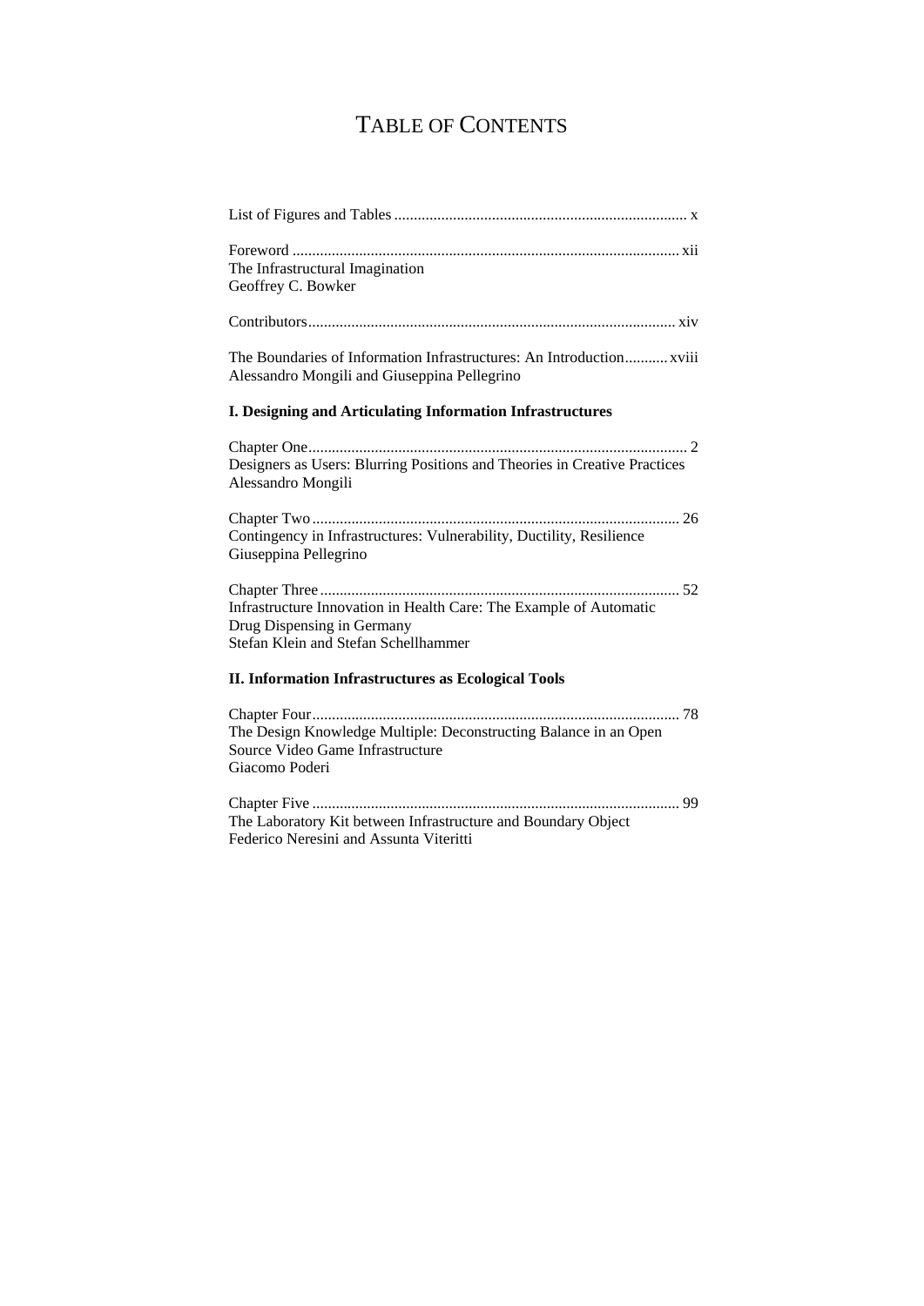# TABLE OF CONTENTS

List of Figures and Tables ........................................................................ x

Foreword ................................................................................................ xii
The Infrastructural Imagination
Geoffrey C. Bowker

Contributors........................................................................................... xiv

The Boundaries of Information Infrastructures: An Introduction........... xviii
Alessandro Mongili and Giuseppina Pellegrino

## I. Designing and Articulating Information Infrastructures

Chapter One.............................................................................................. 2
Designers as Users: Blurring Positions and Theories in Creative Practices
Alessandro Mongili

Chapter Two ........................................................................................... 26
Contingency in Infrastructures: Vulnerability, Ductility, Resilience
Giuseppina Pellegrino

Chapter Three......................................................................................... 52
Infrastructure Innovation in Health Care: The Example of Automatic Drug Dispensing in Germany
Stefan Klein and Stefan Schellhammer

## II. Information Infrastructures as Ecological Tools

Chapter Four........................................................................................... 78
The Design Knowledge Multiple: Deconstructing Balance in an Open Source Video Game Infrastructure
Giacomo Poderi

Chapter Five .......................................................................................... 99
The Laboratory Kit between Infrastructure and Boundary Object
Federico Neresini and Assunta Viteritti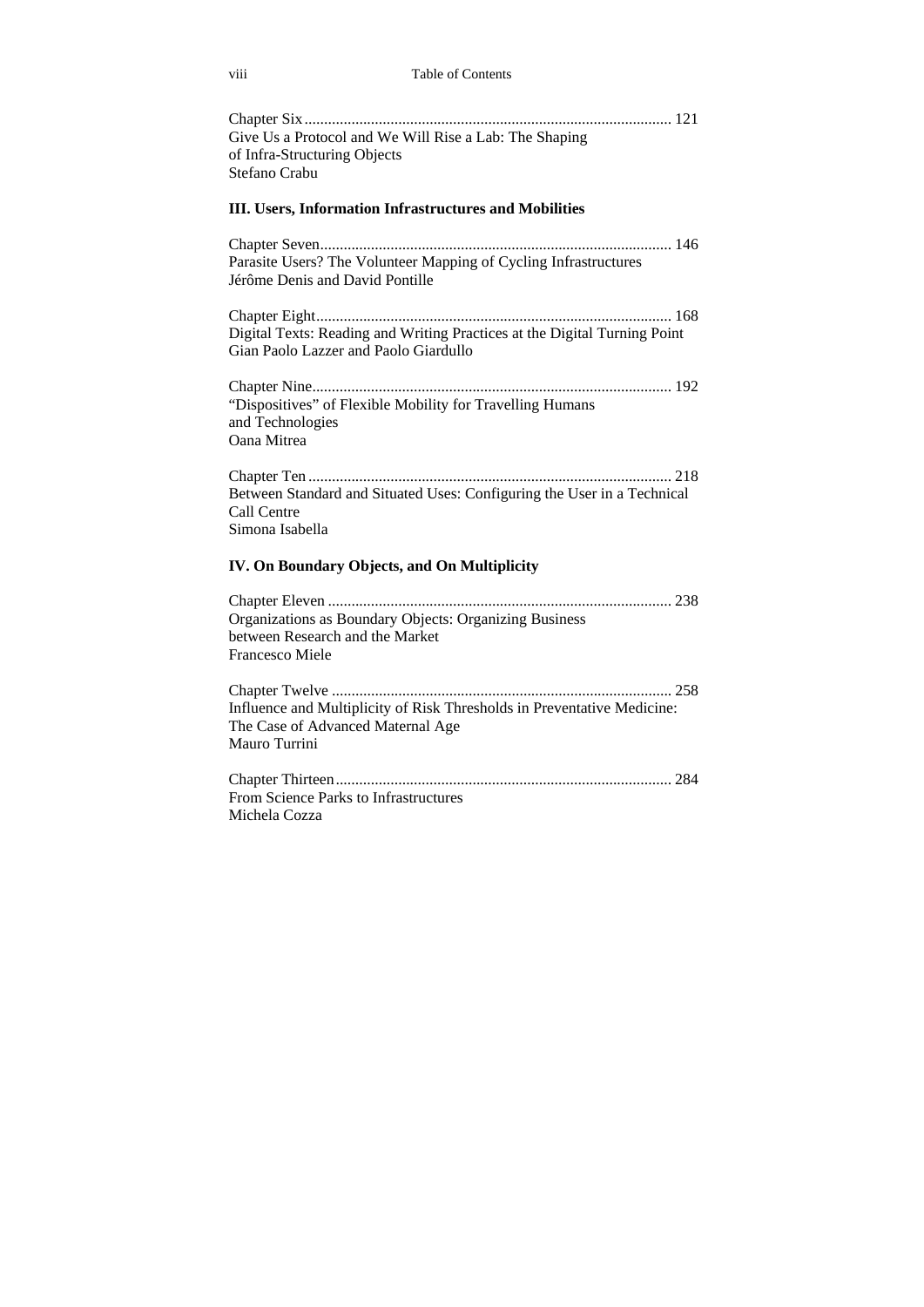Chapter Six ............................................................................................ 121
Give Us a Protocol and We Will Rise a Lab: The Shaping
of Infra-Structuring Objects
Stefano Crabu

### III. Users, Information Infrastructures and Mobilities

Chapter Seven......................................................................................... 146
Parasite Users? The Volunteer Mapping of Cycling Infrastructures
Jérôme Denis and David Pontille

Chapter Eight.......................................................................................... 168
Digital Texts: Reading and Writing Practices at the Digital Turning Point
Gian Paolo Lazzer and Paolo Giardullo

Chapter Nine........................................................................................... 192
"Dispositives" of Flexible Mobility for Travelling Humans
and Technologies
Oana Mitrea

Chapter Ten ............................................................................................ 218
Between Standard and Situated Uses: Configuring the User in a Technical
Call Centre
Simona Isabella

### IV. On Boundary Objects, and On Multiplicity

Chapter Eleven ....................................................................................... 238
Organizations as Boundary Objects: Organizing Business
between Research and the Market
Francesco Miele

Chapter Twelve ...................................................................................... 258
Influence and Multiplicity of Risk Thresholds in Preventative Medicine:
The Case of Advanced Maternal Age
Mauro Turrini

Chapter Thirteen..................................................................................... 284
From Science Parks to Infrastructures
Michela Cozza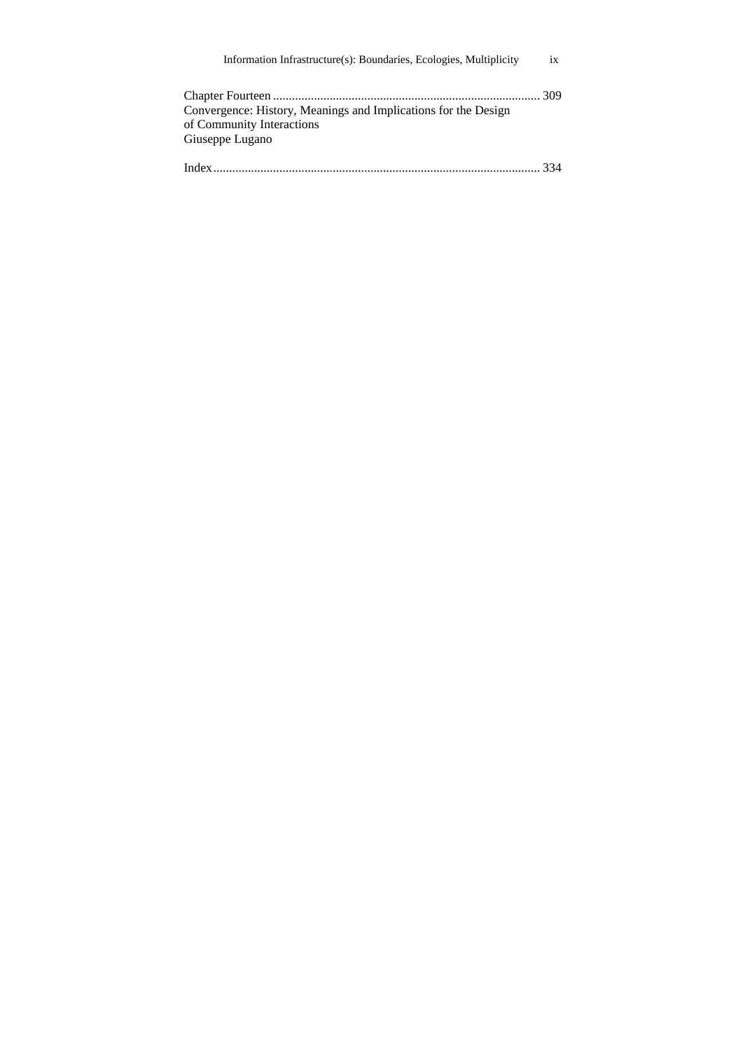Chapter Fourteen ..................................................................................... 309
Convergence: History, Meanings and Implications for the Design
of Community Interactions
Giuseppe Lugano

Index........................................................................................................ 334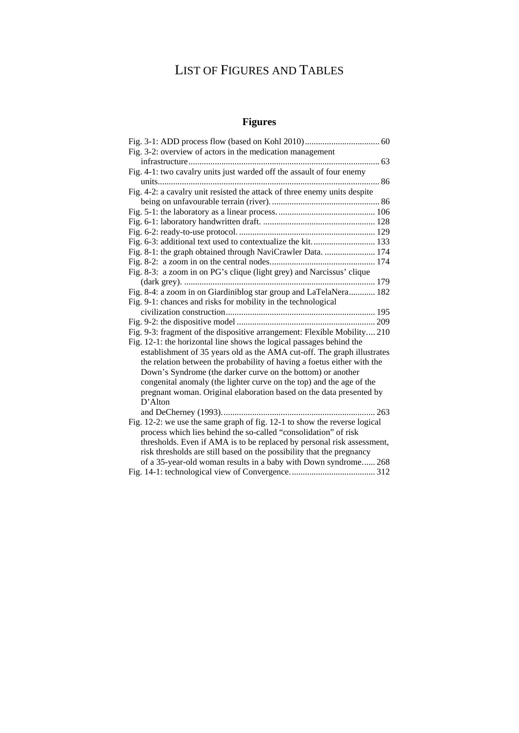# List of Figures and Tables

## Figures

Fig. 3-1: ADD process flow (based on Kohl 2010) .................................. 60
Fig. 3-2: overview of actors in the medication management infrastructure ...................................................................................... 63
Fig. 4-1: two cavalry units just warded off the assault of four enemy units ..................................................................................................... 86
Fig. 4-2: a cavalry unit resisted the attack of three enemy units despite being on unfavourable terrain (river). ................................................. 86
Fig. 5-1: the laboratory as a linear process. ........................................... 106
Fig. 6-1: laboratory handwritten draft. .................................................. 128
Fig. 6-2: ready-to-use protocol. ............................................................. 129
Fig. 6-3: additional text used to contextualize the kit. ............................ 133
Fig. 8-1: the graph obtained through NaviCrawler Data. ....................... 174
Fig. 8-2: a zoom in on the central nodes................................................ 174
Fig. 8-3: a zoom in on PG's clique (light grey) and Narcissus' clique (dark grey). ....................................................................................... 179
Fig. 8-4: a zoom in on Giardiniblog star group and LaTelaNera............ 182
Fig. 9-1: chances and risks for mobility in the technological civilization construction.................................................................... 195
Fig. 9-2: the dispositive model .............................................................. 209
Fig. 9-3: fragment of the dispositive arrangement: Flexible Mobility.... 210
Fig. 12-1: the horizontal line shows the logical passages behind the establishment of 35 years old as the AMA cut-off. The graph illustrates the relation between the probability of having a foetus either with the Down's Syndrome (the darker curve on the bottom) or another congenital anomaly (the lighter curve on the top) and the age of the pregnant woman. Original elaboration based on the data presented by D'Alton and DeCherney (1993). ..................................................................... 263
Fig. 12-2: we use the same graph of fig. 12-1 to show the reverse logical process which lies behind the so-called "consolidation" of risk thresholds. Even if AMA is to be replaced by personal risk assessment, risk thresholds are still based on the possibility that the pregnancy of a 35-year-old woman results in a baby with Down syndrome...... 268
Fig. 14-1: technological view of Convergence. ...................................... 312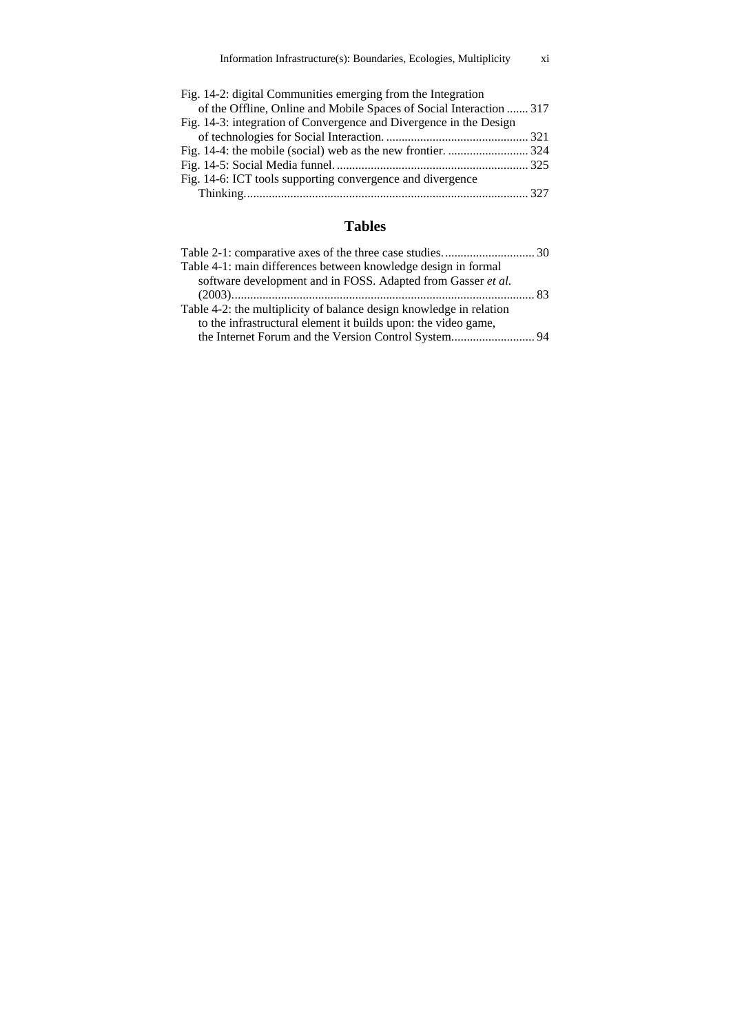Fig. 14-2: digital Communities emerging from the Integration of the Offline, Online and Mobile Spaces of Social Interaction ....... 317
Fig. 14-3: integration of Convergence and Divergence in the Design of technologies for Social Interaction. .............................................. 321
Fig. 14-4: the mobile (social) web as the new frontier. .......................... 324
Fig. 14-5: Social Media funnel. .............................................................. 325
Fig. 14-6: ICT tools supporting convergence and divergence Thinking............................................................................................ 327

## Tables

Table 2-1: comparative axes of the three case studies. ............................ 30
Table 4-1: main differences between knowledge design in formal software development and in FOSS. Adapted from Gasser *et al.* (2003).................................................................................................. 83
Table 4-2: the multiplicity of balance design knowledge in relation to the infrastructural element it builds upon: the video game, the Internet Forum and the Version Control System........................... 94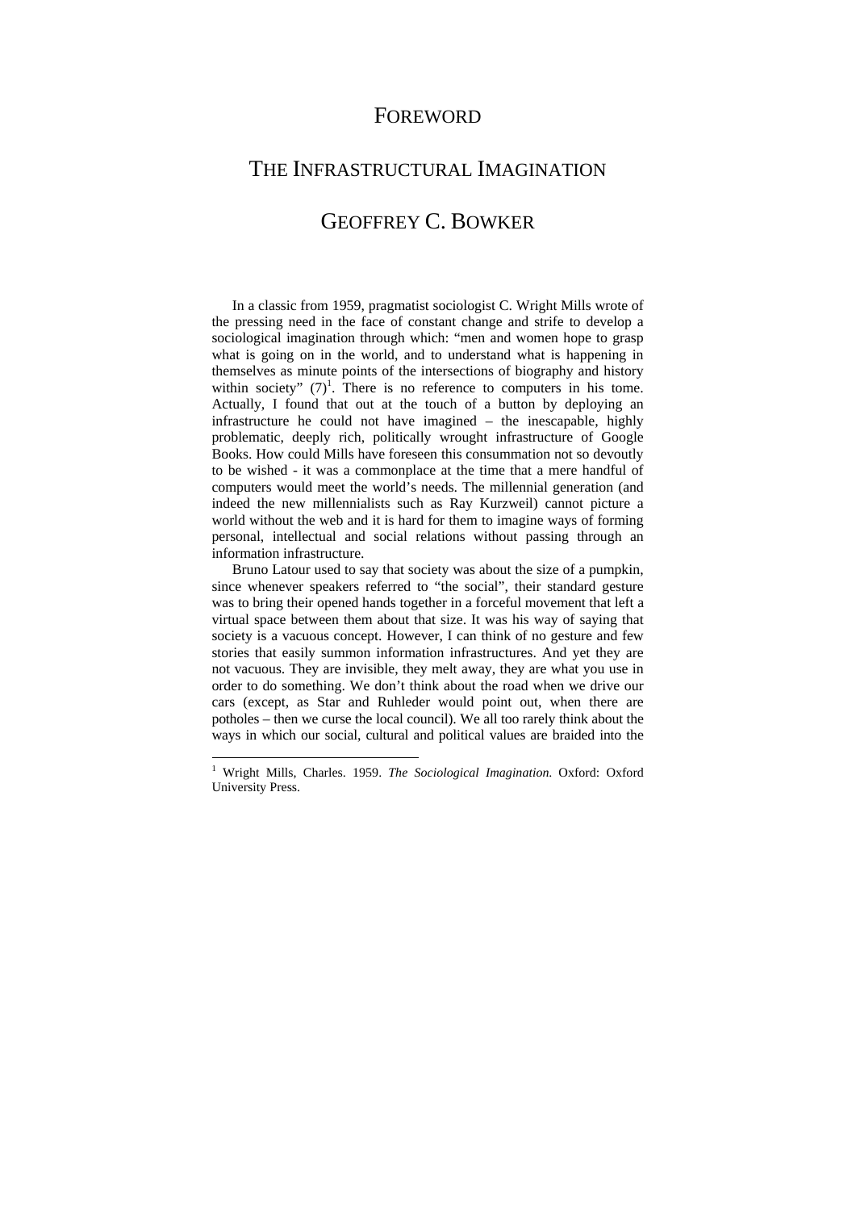# FOREWORD

# THE INFRASTRUCTURAL IMAGINATION

## GEOFFREY C. BOWKER

In a classic from 1959, pragmatist sociologist C. Wright Mills wrote of the pressing need in the face of constant change and strife to develop a sociological imagination through which: "men and women hope to grasp what is going on in the world, and to understand what is happening in themselves as minute points of the intersections of biography and history within society" (7)[1]. There is no reference to computers in his tome. Actually, I found that out at the touch of a button by deploying an infrastructure he could not have imagined – the inescapable, highly problematic, deeply rich, politically wrought infrastructure of Google Books. How could Mills have foreseen this consummation not so devoutly to be wished - it was a commonplace at the time that a mere handful of computers would meet the world's needs. The millennial generation (and indeed the new millennialists such as Ray Kurzweil) cannot picture a world without the web and it is hard for them to imagine ways of forming personal, intellectual and social relations without passing through an information infrastructure.

Bruno Latour used to say that society was about the size of a pumpkin, since whenever speakers referred to "the social", their standard gesture was to bring their opened hands together in a forceful movement that left a virtual space between them about that size. It was his way of saying that society is a vacuous concept. However, I can think of no gesture and few stories that easily summon information infrastructures. And yet they are not vacuous. They are invisible, they melt away, they are what you use in order to do something. We don't think about the road when we drive our cars (except, as Star and Ruhleder would point out, when there are potholes – then we curse the local council). We all too rarely think about the ways in which our social, cultural and political values are braided into the

---

[1] Wright Mills, Charles. 1959. *The Sociological Imagination*. Oxford: Oxford University Press.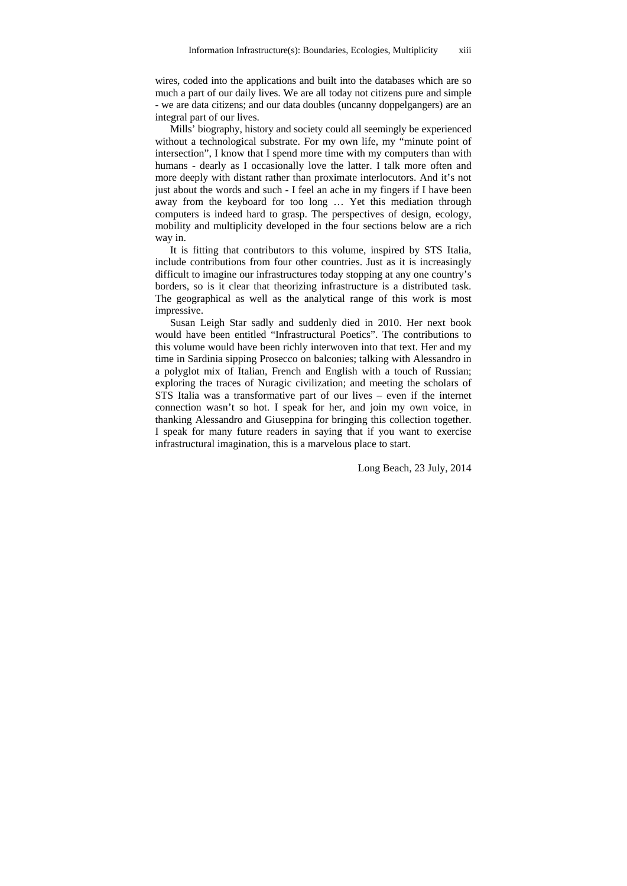wires, coded into the applications and built into the databases which are so much a part of our daily lives. We are all today not citizens pure and simple - we are data citizens; and our data doubles (uncanny doppelgangers) are an integral part of our lives.

Mills' biography, history and society could all seemingly be experienced without a technological substrate. For my own life, my "minute point of intersection", I know that I spend more time with my computers than with humans - dearly as I occasionally love the latter. I talk more often and more deeply with distant rather than proximate interlocutors. And it's not just about the words and such - I feel an ache in my fingers if I have been away from the keyboard for too long … Yet this mediation through computers is indeed hard to grasp. The perspectives of design, ecology, mobility and multiplicity developed in the four sections below are a rich way in.

It is fitting that contributors to this volume, inspired by STS Italia, include contributions from four other countries. Just as it is increasingly difficult to imagine our infrastructures today stopping at any one country's borders, so is it clear that theorizing infrastructure is a distributed task. The geographical as well as the analytical range of this work is most impressive.

Susan Leigh Star sadly and suddenly died in 2010. Her next book would have been entitled "Infrastructural Poetics". The contributions to this volume would have been richly interwoven into that text. Her and my time in Sardinia sipping Prosecco on balconies; talking with Alessandro in a polyglot mix of Italian, French and English with a touch of Russian; exploring the traces of Nuragic civilization; and meeting the scholars of STS Italia was a transformative part of our lives – even if the internet connection wasn't so hot. I speak for her, and join my own voice, in thanking Alessandro and Giuseppina for bringing this collection together. I speak for many future readers in saying that if you want to exercise infrastructural imagination, this is a marvelous place to start.

Long Beach, 23 July, 2014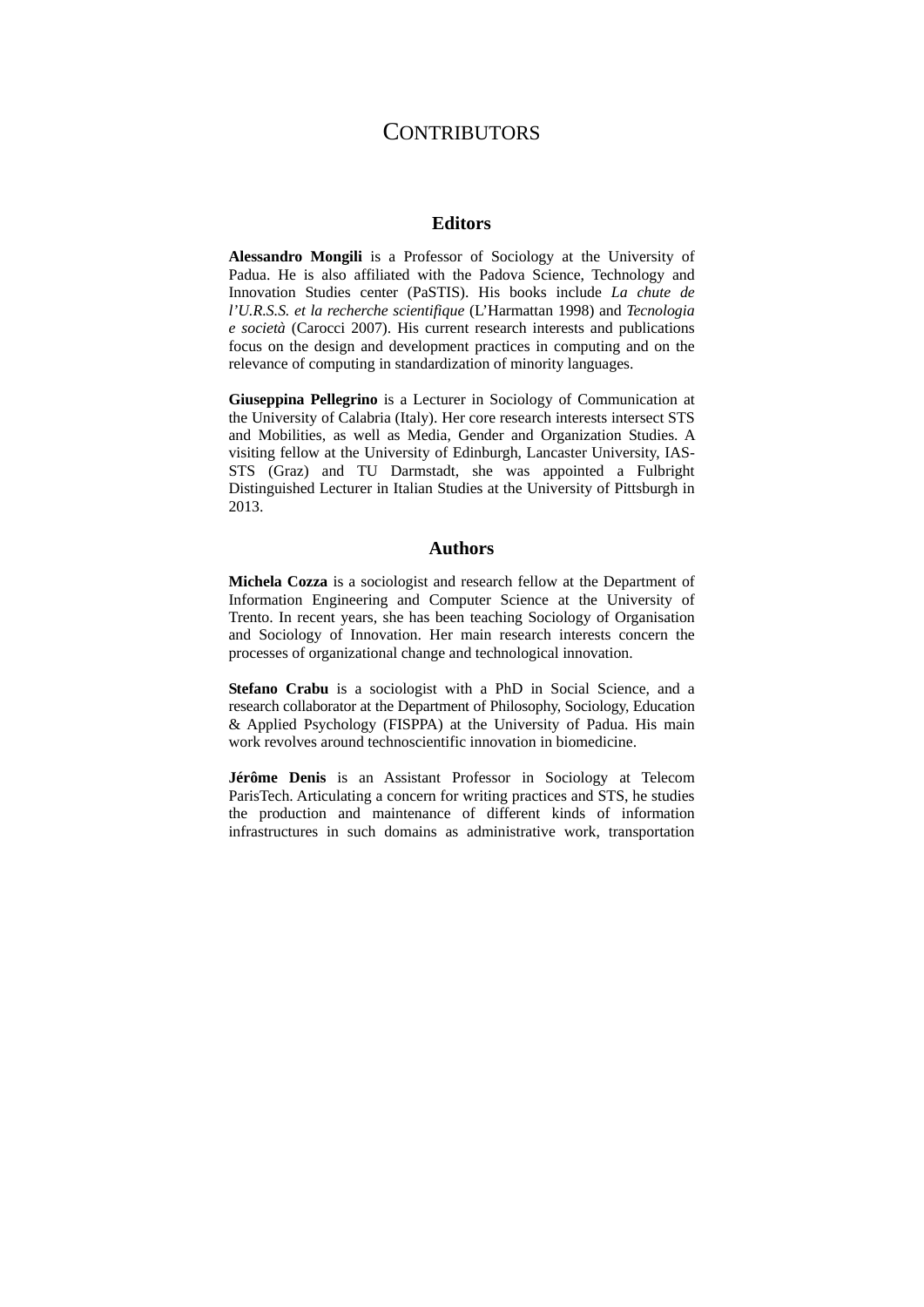# CONTRIBUTORS

## Editors

**Alessandro Mongili** is a Professor of Sociology at the University of Padua. He is also affiliated with the Padova Science, Technology and Innovation Studies center (PaSTIS). His books include *La chute de l'U.R.S.S. et la recherche scientifique* (L'Harmattan 1998) and *Tecnologia e società* (Carocci 2007). His current research interests and publications focus on the design and development practices in computing and on the relevance of computing in standardization of minority languages.

**Giuseppina Pellegrino** is a Lecturer in Sociology of Communication at the University of Calabria (Italy). Her core research interests intersect STS and Mobilities, as well as Media, Gender and Organization Studies. A visiting fellow at the University of Edinburgh, Lancaster University, IAS-STS (Graz) and TU Darmstadt, she was appointed a Fulbright Distinguished Lecturer in Italian Studies at the University of Pittsburgh in 2013.

## Authors

**Michela Cozza** is a sociologist and research fellow at the Department of Information Engineering and Computer Science at the University of Trento. In recent years, she has been teaching Sociology of Organisation and Sociology of Innovation. Her main research interests concern the processes of organizational change and technological innovation.

**Stefano Crabu** is a sociologist with a PhD in Social Science, and a research collaborator at the Department of Philosophy, Sociology, Education & Applied Psychology (FISPPA) at the University of Padua. His main work revolves around technoscientific innovation in biomedicine.

**Jérôme Denis** is an Assistant Professor in Sociology at Telecom ParisTech. Articulating a concern for writing practices and STS, he studies the production and maintenance of different kinds of information infrastructures in such domains as administrative work, transportation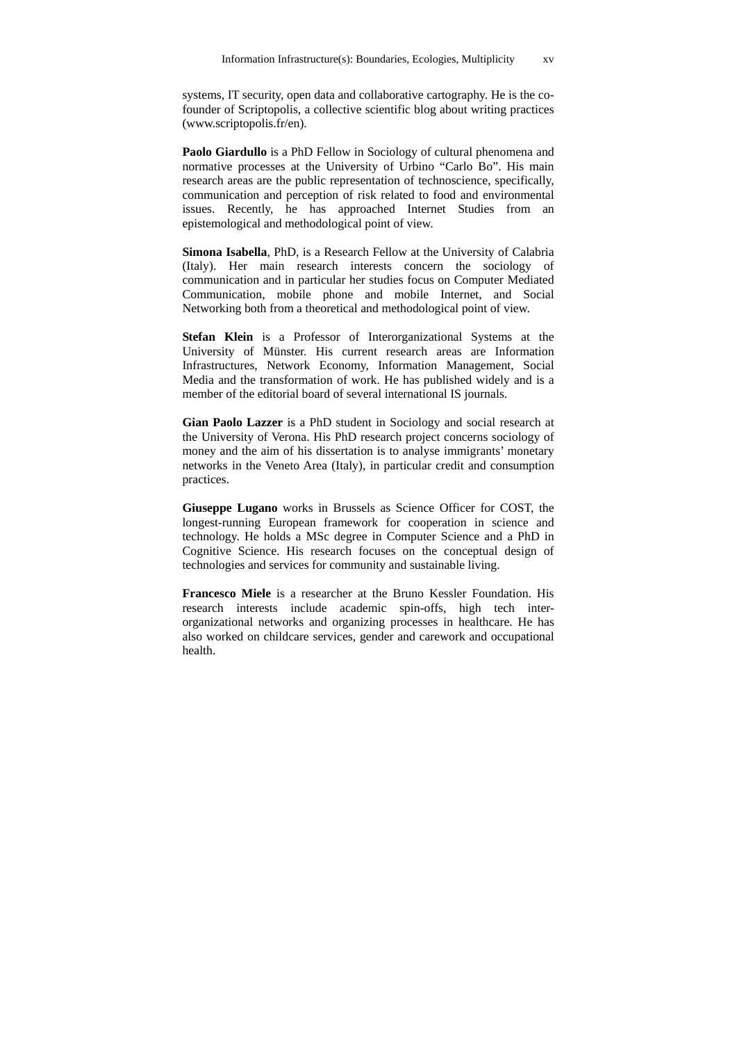systems, IT security, open data and collaborative cartography. He is the co-founder of Scriptopolis, a collective scientific blog about writing practices (www.scriptopolis.fr/en).

**Paolo Giardullo** is a PhD Fellow in Sociology of cultural phenomena and normative processes at the University of Urbino "Carlo Bo". His main research areas are the public representation of technoscience, specifically, communication and perception of risk related to food and environmental issues. Recently, he has approached Internet Studies from an epistemological and methodological point of view.

**Simona Isabella**, PhD, is a Research Fellow at the University of Calabria (Italy). Her main research interests concern the sociology of communication and in particular her studies focus on Computer Mediated Communication, mobile phone and mobile Internet, and Social Networking both from a theoretical and methodological point of view.

**Stefan Klein** is a Professor of Interorganizational Systems at the University of Münster. His current research areas are Information Infrastructures, Network Economy, Information Management, Social Media and the transformation of work. He has published widely and is a member of the editorial board of several international IS journals.

**Gian Paolo Lazzer** is a PhD student in Sociology and social research at the University of Verona. His PhD research project concerns sociology of money and the aim of his dissertation is to analyse immigrants' monetary networks in the Veneto Area (Italy), in particular credit and consumption practices.

**Giuseppe Lugano** works in Brussels as Science Officer for COST, the longest-running European framework for cooperation in science and technology. He holds a MSc degree in Computer Science and a PhD in Cognitive Science. His research focuses on the conceptual design of technologies and services for community and sustainable living.

**Francesco Miele** is a researcher at the Bruno Kessler Foundation. His research interests include academic spin-offs, high tech inter-organizational networks and organizing processes in healthcare. He has also worked on childcare services, gender and carework and occupational health.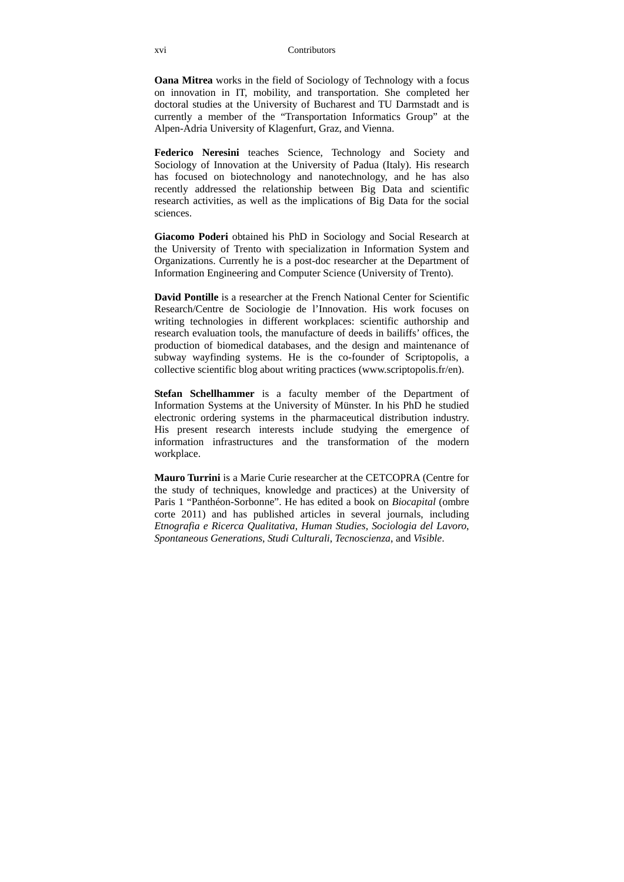**Oana Mitrea** works in the field of Sociology of Technology with a focus on innovation in IT, mobility, and transportation. She completed her doctoral studies at the University of Bucharest and TU Darmstadt and is currently a member of the "Transportation Informatics Group" at the Alpen-Adria University of Klagenfurt, Graz, and Vienna.

**Federico Neresini** teaches Science, Technology and Society and Sociology of Innovation at the University of Padua (Italy). His research has focused on biotechnology and nanotechnology, and he has also recently addressed the relationship between Big Data and scientific research activities, as well as the implications of Big Data for the social sciences.

**Giacomo Poderi** obtained his PhD in Sociology and Social Research at the University of Trento with specialization in Information System and Organizations. Currently he is a post-doc researcher at the Department of Information Engineering and Computer Science (University of Trento).

**David Pontille** is a researcher at the French National Center for Scientific Research/Centre de Sociologie de l'Innovation. His work focuses on writing technologies in different workplaces: scientific authorship and research evaluation tools, the manufacture of deeds in bailiffs' offices, the production of biomedical databases, and the design and maintenance of subway wayfinding systems. He is the co-founder of Scriptopolis, a collective scientific blog about writing practices (www.scriptopolis.fr/en).

**Stefan Schellhammer** is a faculty member of the Department of Information Systems at the University of Münster. In his PhD he studied electronic ordering systems in the pharmaceutical distribution industry. His present research interests include studying the emergence of information infrastructures and the transformation of the modern workplace.

**Mauro Turrini** is a Marie Curie researcher at the CETCOPRA (Centre for the study of techniques, knowledge and practices) at the University of Paris 1 "Panthéon-Sorbonne". He has edited a book on *Biocapital* (ombre corte 2011) and has published articles in several journals, including *Etnografia e Ricerca Qualitativa*, *Human Studies*, *Sociologia del Lavoro*, *Spontaneous Generations*, *Studi Culturali*, *Tecnoscienza*, and *Visible*.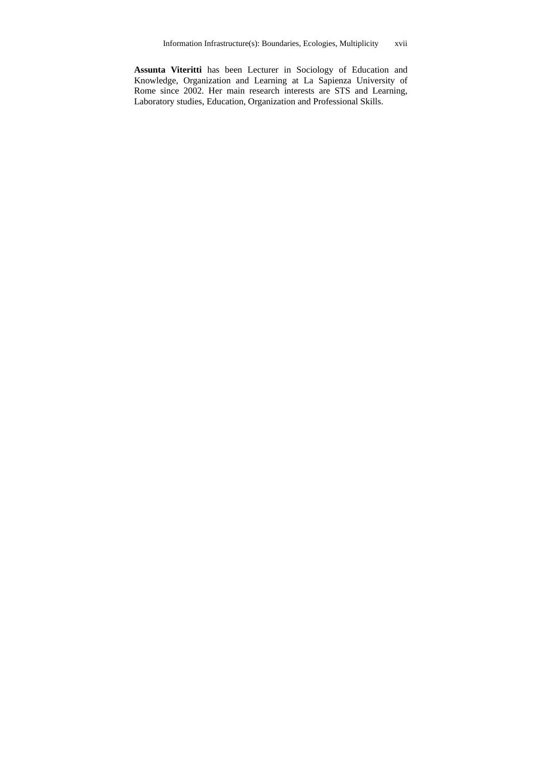**Assunta Viteritti** has been Lecturer in Sociology of Education and Knowledge, Organization and Learning at La Sapienza University of Rome since 2002. Her main research interests are STS and Learning, Laboratory studies, Education, Organization and Professional Skills.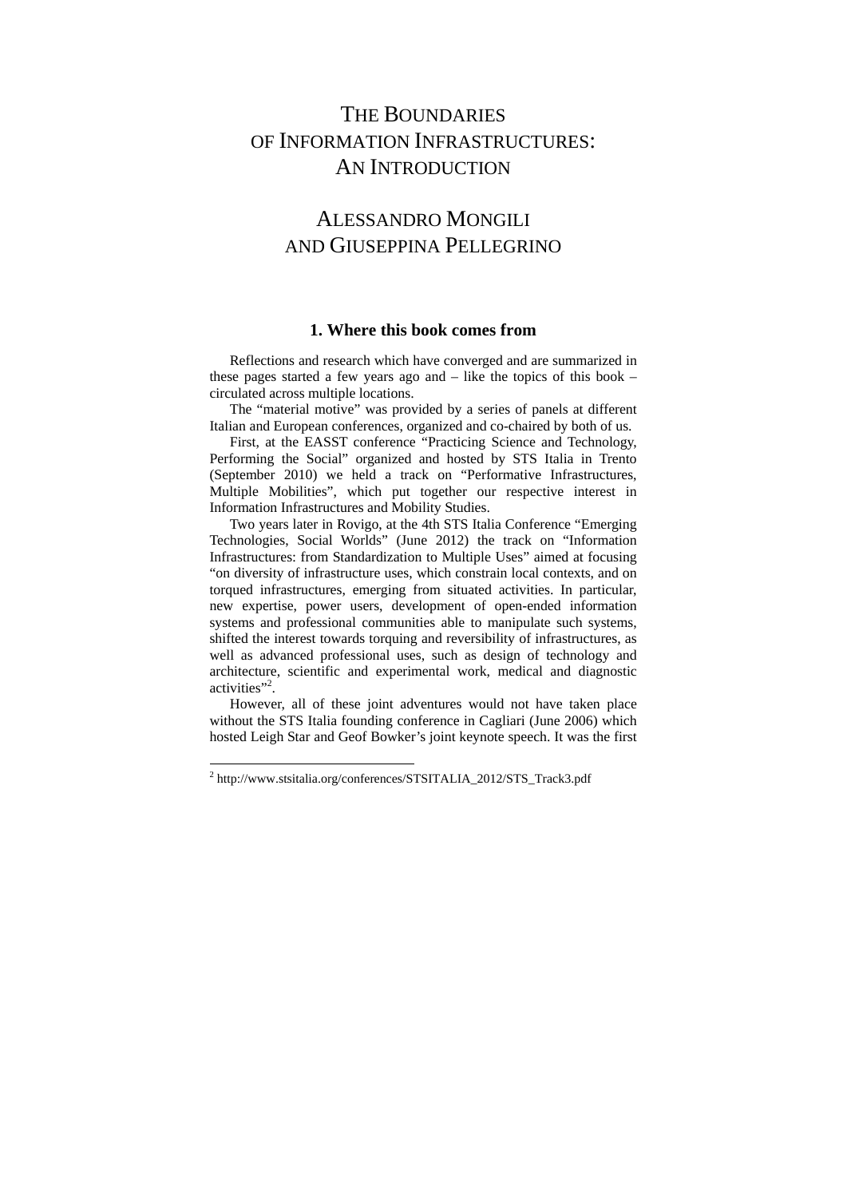# The Boundaries of Information Infrastructures: An Introduction

## Alessandro Mongili and Giuseppina Pellegrino

### 1. Where this book comes from

Reflections and research which have converged and are summarized in these pages started a few years ago and – like the topics of this book – circulated across multiple locations.

The "material motive" was provided by a series of panels at different Italian and European conferences, organized and co-chaired by both of us.

First, at the EASST conference "Practicing Science and Technology, Performing the Social" organized and hosted by STS Italia in Trento (September 2010) we held a track on "Performative Infrastructures, Multiple Mobilities", which put together our respective interest in Information Infrastructures and Mobility Studies.

Two years later in Rovigo, at the 4th STS Italia Conference "Emerging Technologies, Social Worlds" (June 2012) the track on "Information Infrastructures: from Standardization to Multiple Uses" aimed at focusing "on diversity of infrastructure uses, which constrain local contexts, and on torqued infrastructures, emerging from situated activities. In particular, new expertise, power users, development of open-ended information systems and professional communities able to manipulate such systems, shifted the interest towards torquing and reversibility of infrastructures, as well as advanced professional uses, such as design of technology and architecture, scientific and experimental work, medical and diagnostic activities"[2].

However, all of these joint adventures would not have taken place without the STS Italia founding conference in Cagliari (June 2006) which hosted Leigh Star and Geof Bowker's joint keynote speech. It was the first

[2] http://www.stsitalia.org/conferences/STSITALIA_2012/STS_Track3.pdf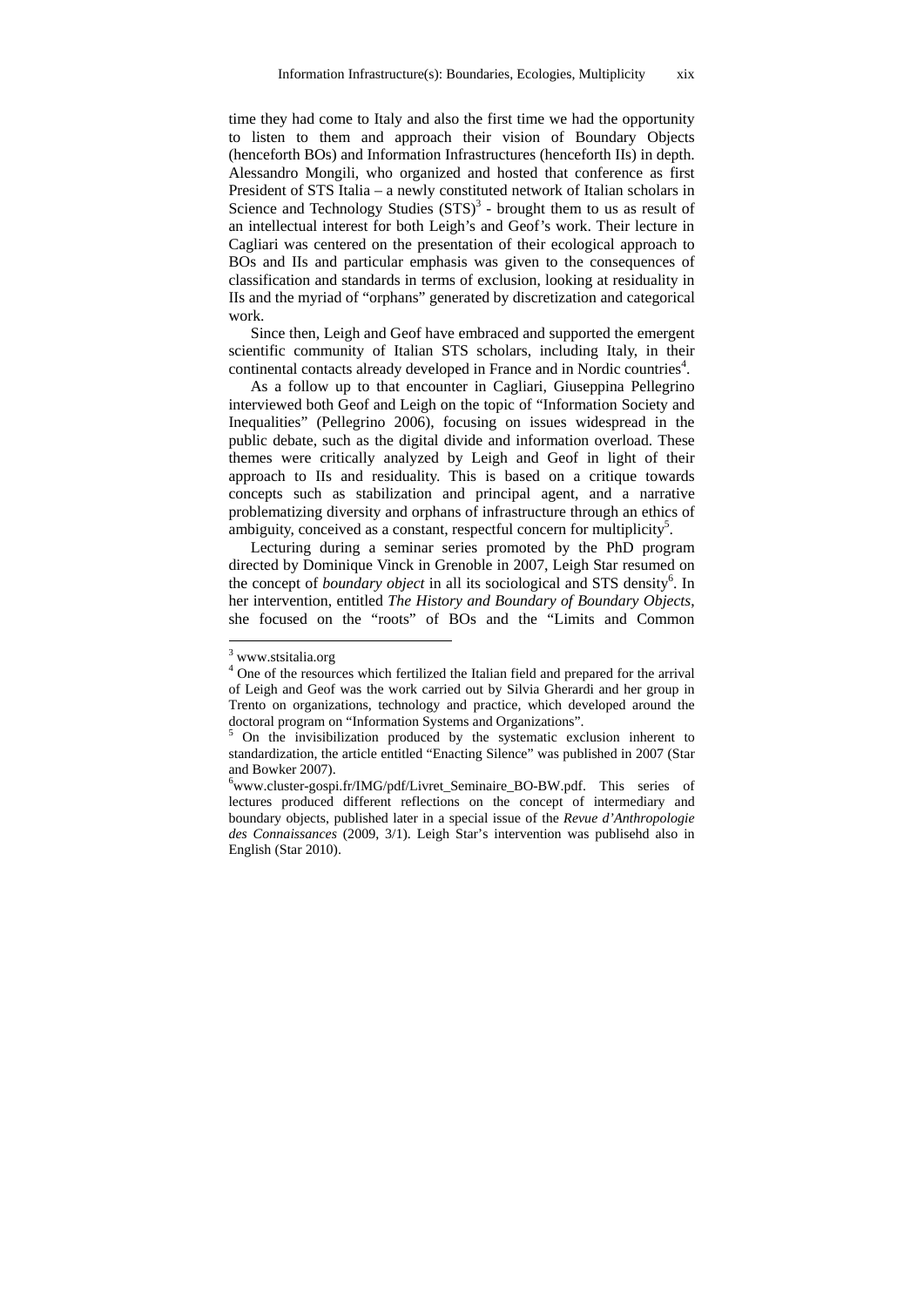time they had come to Italy and also the first time we had the opportunity to listen to them and approach their vision of Boundary Objects (henceforth BOs) and Information Infrastructures (henceforth IIs) in depth. Alessandro Mongili, who organized and hosted that conference as first President of STS Italia – a newly constituted network of Italian scholars in Science and Technology Studies (STS)[3] - brought them to us as result of an intellectual interest for both Leigh's and Geof's work. Their lecture in Cagliari was centered on the presentation of their ecological approach to BOs and IIs and particular emphasis was given to the consequences of classification and standards in terms of exclusion, looking at residuality in IIs and the myriad of "orphans" generated by discretization and categorical work.

Since then, Leigh and Geof have embraced and supported the emergent scientific community of Italian STS scholars, including Italy, in their continental contacts already developed in France and in Nordic countries[4].

As a follow up to that encounter in Cagliari, Giuseppina Pellegrino interviewed both Geof and Leigh on the topic of "Information Society and Inequalities" (Pellegrino 2006), focusing on issues widespread in the public debate, such as the digital divide and information overload. These themes were critically analyzed by Leigh and Geof in light of their approach to IIs and residuality. This is based on a critique towards concepts such as stabilization and principal agent, and a narrative problematizing diversity and orphans of infrastructure through an ethics of ambiguity, conceived as a constant, respectful concern for multiplicity[5].

Lecturing during a seminar series promoted by the PhD program directed by Dominique Vinck in Grenoble in 2007, Leigh Star resumed on the concept of *boundary object* in all its sociological and STS density[6]. In her intervention, entitled *The History and Boundary of Boundary Objects*, she focused on the "roots" of BOs and the "Limits and Common

---

[3] www.stsitalia.org

[4] One of the resources which fertilized the Italian field and prepared for the arrival of Leigh and Geof was the work carried out by Silvia Gherardi and her group in Trento on organizations, technology and practice, which developed around the doctoral program on "Information Systems and Organizations".

[5] On the invisibilization produced by the systematic exclusion inherent to standardization, the article entitled "Enacting Silence" was published in 2007 (Star and Bowker 2007).

[6] www.cluster-gospi.fr/IMG/pdf/Livret_Seminaire_BO-BW.pdf. This series of lectures produced different reflections on the concept of intermediary and boundary objects, published later in a special issue of the *Revue d'Anthropologie des Connaissances* (2009, 3/1). Leigh Star's intervention was publisehd also in English (Star 2010).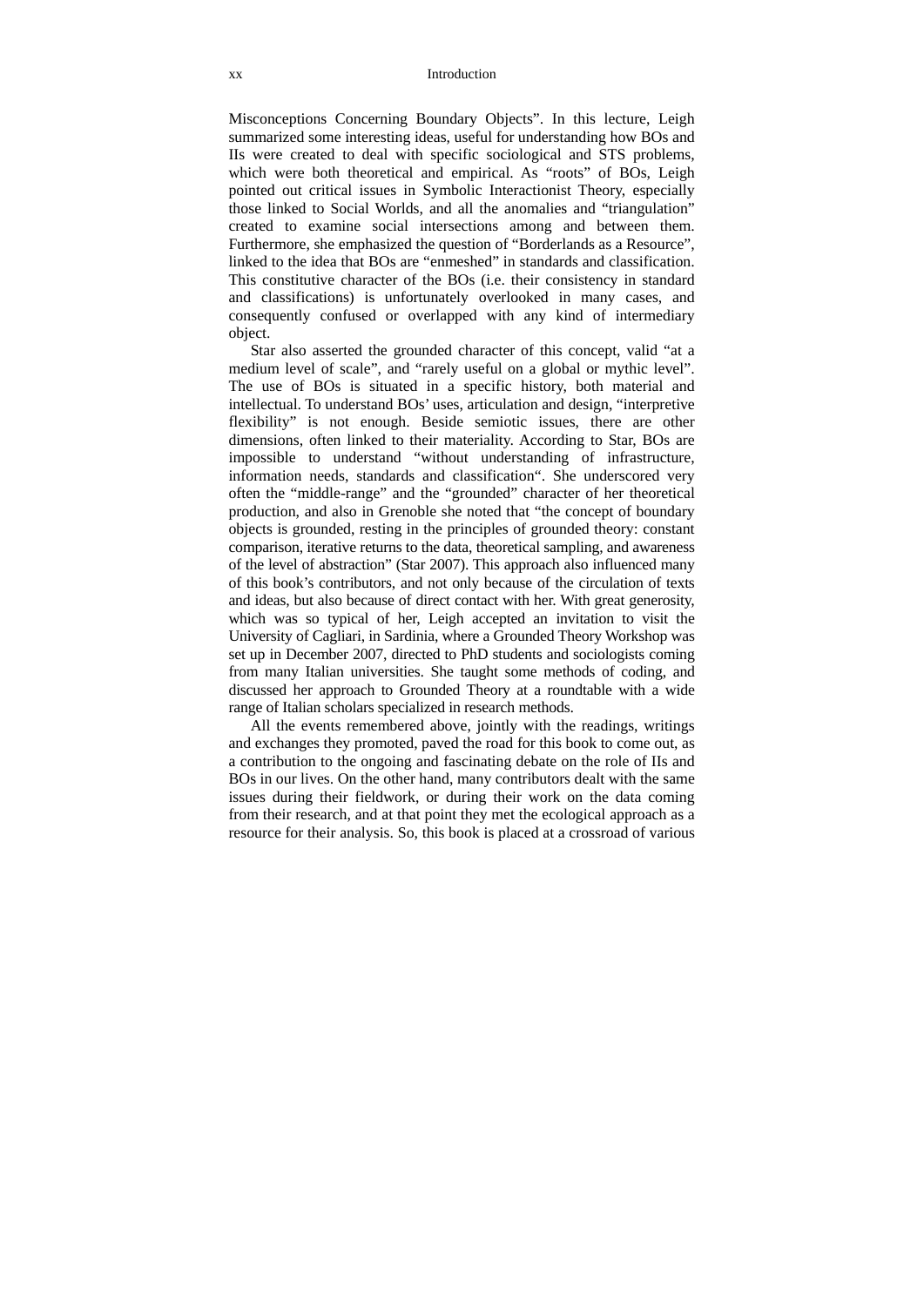Misconceptions Concerning Boundary Objects". In this lecture, Leigh summarized some interesting ideas, useful for understanding how BOs and IIs were created to deal with specific sociological and STS problems, which were both theoretical and empirical. As "roots" of BOs, Leigh pointed out critical issues in Symbolic Interactionist Theory, especially those linked to Social Worlds, and all the anomalies and "triangulation" created to examine social intersections among and between them. Furthermore, she emphasized the question of "Borderlands as a Resource", linked to the idea that BOs are "enmeshed" in standards and classification. This constitutive character of the BOs (i.e. their consistency in standard and classifications) is unfortunately overlooked in many cases, and consequently confused or overlapped with any kind of intermediary object.

Star also asserted the grounded character of this concept, valid "at a medium level of scale", and "rarely useful on a global or mythic level". The use of BOs is situated in a specific history, both material and intellectual. To understand BOs' uses, articulation and design, "interpretive flexibility" is not enough. Beside semiotic issues, there are other dimensions, often linked to their materiality. According to Star, BOs are impossible to understand "without understanding of infrastructure, information needs, standards and classification". She underscored very often the "middle-range" and the "grounded" character of her theoretical production, and also in Grenoble she noted that "the concept of boundary objects is grounded, resting in the principles of grounded theory: constant comparison, iterative returns to the data, theoretical sampling, and awareness of the level of abstraction" (Star 2007). This approach also influenced many of this book's contributors, and not only because of the circulation of texts and ideas, but also because of direct contact with her. With great generosity, which was so typical of her, Leigh accepted an invitation to visit the University of Cagliari, in Sardinia, where a Grounded Theory Workshop was set up in December 2007, directed to PhD students and sociologists coming from many Italian universities. She taught some methods of coding, and discussed her approach to Grounded Theory at a roundtable with a wide range of Italian scholars specialized in research methods.

All the events remembered above, jointly with the readings, writings and exchanges they promoted, paved the road for this book to come out, as a contribution to the ongoing and fascinating debate on the role of IIs and BOs in our lives. On the other hand, many contributors dealt with the same issues during their fieldwork, or during their work on the data coming from their research, and at that point they met the ecological approach as a resource for their analysis. So, this book is placed at a crossroad of various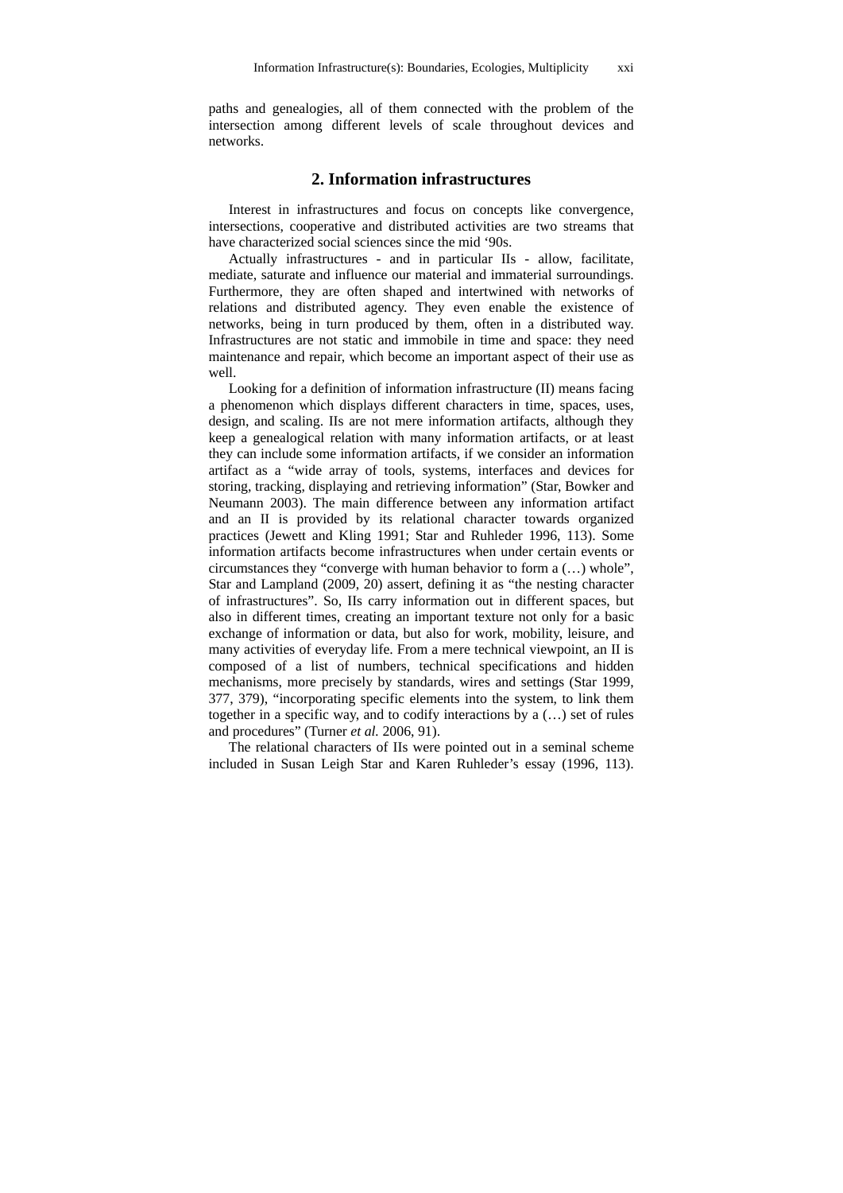paths and genealogies, all of them connected with the problem of the intersection among different levels of scale throughout devices and networks.

## 2. Information infrastructures

Interest in infrastructures and focus on concepts like convergence, intersections, cooperative and distributed activities are two streams that have characterized social sciences since the mid ‘90s.

Actually infrastructures - and in particular IIs - allow, facilitate, mediate, saturate and influence our material and immaterial surroundings. Furthermore, they are often shaped and intertwined with networks of relations and distributed agency. They even enable the existence of networks, being in turn produced by them, often in a distributed way. Infrastructures are not static and immobile in time and space: they need maintenance and repair, which become an important aspect of their use as well.

Looking for a definition of information infrastructure (II) means facing a phenomenon which displays different characters in time, spaces, uses, design, and scaling. IIs are not mere information artifacts, although they keep a genealogical relation with many information artifacts, or at least they can include some information artifacts, if we consider an information artifact as a “wide array of tools, systems, interfaces and devices for storing, tracking, displaying and retrieving information” (Star, Bowker and Neumann 2003). The main difference between any information artifact and an II is provided by its relational character towards organized practices (Jewett and Kling 1991; Star and Ruhleder 1996, 113). Some information artifacts become infrastructures when under certain events or circumstances they “converge with human behavior to form a (…) whole”, Star and Lampland (2009, 20) assert, defining it as “the nesting character of infrastructures”. So, IIs carry information out in different spaces, but also in different times, creating an important texture not only for a basic exchange of information or data, but also for work, mobility, leisure, and many activities of everyday life. From a mere technical viewpoint, an II is composed of a list of numbers, technical specifications and hidden mechanisms, more precisely by standards, wires and settings (Star 1999, 377, 379), “incorporating specific elements into the system, to link them together in a specific way, and to codify interactions by a (…) set of rules and procedures” (Turner *et al.* 2006, 91).

The relational characters of IIs were pointed out in a seminal scheme included in Susan Leigh Star and Karen Ruhleder’s essay (1996, 113).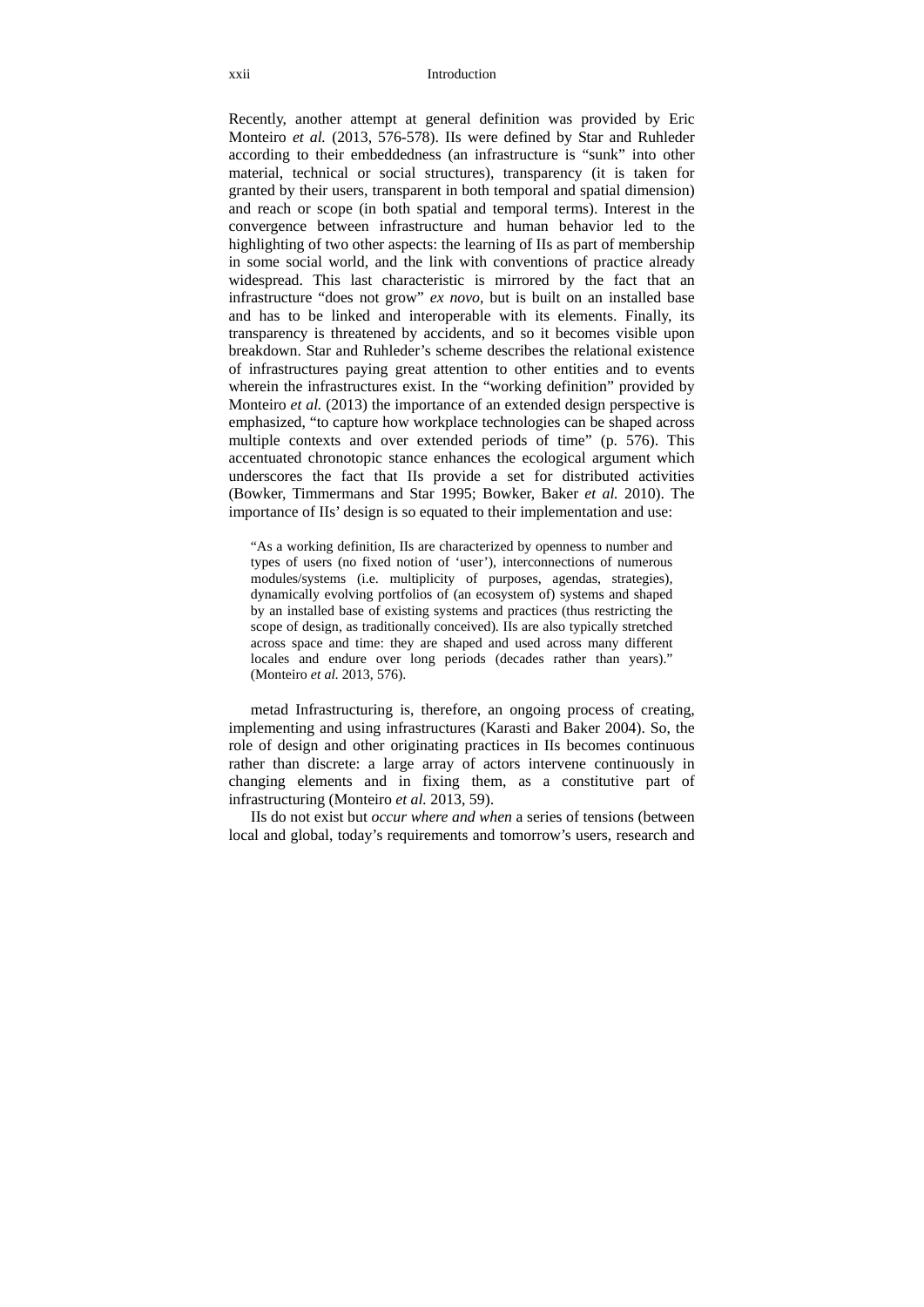Recently, another attempt at general definition was provided by Eric Monteiro *et al.* (2013, 576-578). IIs were defined by Star and Ruhleder according to their embeddedness (an infrastructure is "sunk" into other material, technical or social structures), transparency (it is taken for granted by their users, transparent in both temporal and spatial dimension) and reach or scope (in both spatial and temporal terms). Interest in the convergence between infrastructure and human behavior led to the highlighting of two other aspects: the learning of IIs as part of membership in some social world, and the link with conventions of practice already widespread. This last characteristic is mirrored by the fact that an infrastructure "does not grow" *ex novo*, but is built on an installed base and has to be linked and interoperable with its elements. Finally, its transparency is threatened by accidents, and so it becomes visible upon breakdown. Star and Ruhleder's scheme describes the relational existence of infrastructures paying great attention to other entities and to events wherein the infrastructures exist. In the "working definition" provided by Monteiro *et al.* (2013) the importance of an extended design perspective is emphasized, "to capture how workplace technologies can be shaped across multiple contexts and over extended periods of time" (p. 576). This accentuated chronotopic stance enhances the ecological argument which underscores the fact that IIs provide a set for distributed activities (Bowker, Timmermans and Star 1995; Bowker, Baker *et al.* 2010). The importance of IIs' design is so equated to their implementation and use:

> "As a working definition, IIs are characterized by openness to number and types of users (no fixed notion of 'user'), interconnections of numerous modules/systems (i.e. multiplicity of purposes, agendas, strategies), dynamically evolving portfolios of (an ecosystem of) systems and shaped by an installed base of existing systems and practices (thus restricting the scope of design, as traditionally conceived). IIs are also typically stretched across space and time: they are shaped and used across many different locales and endure over long periods (decades rather than years)." (Monteiro *et al.* 2013, 576).

metad Infrastructuring is, therefore, an ongoing process of creating, implementing and using infrastructures (Karasti and Baker 2004). So, the role of design and other originating practices in IIs becomes continuous rather than discrete: a large array of actors intervene continuously in changing elements and in fixing them, as a constitutive part of infrastructuring (Monteiro *et al.* 2013, 59).

IIs do not exist but *occur where and when* a series of tensions (between local and global, today's requirements and tomorrow's users, research and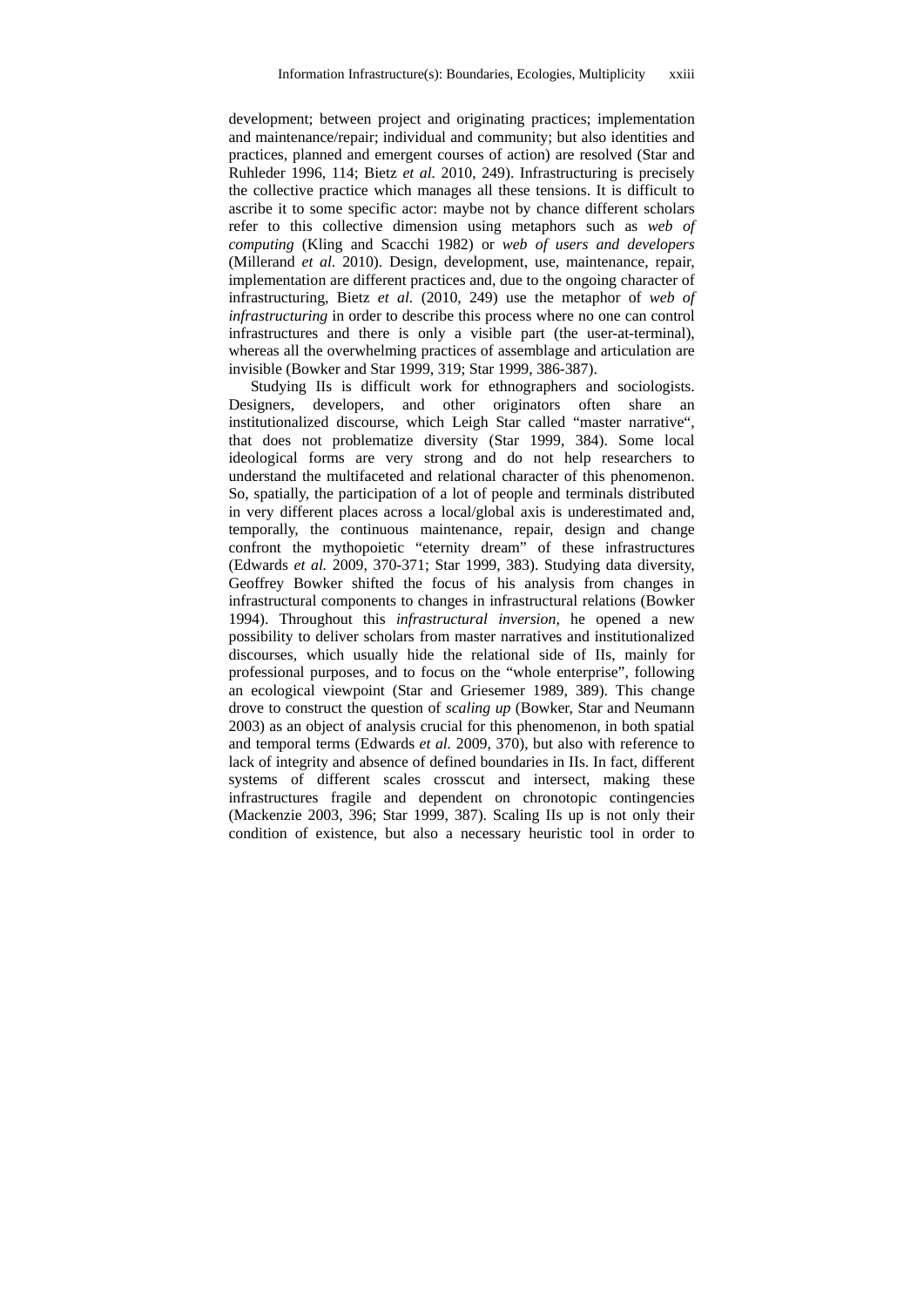development; between project and originating practices; implementation and maintenance/repair; individual and community; but also identities and practices, planned and emergent courses of action) are resolved (Star and Ruhleder 1996, 114; Bietz *et al.* 2010, 249). Infrastructuring is precisely the collective practice which manages all these tensions. It is difficult to ascribe it to some specific actor: maybe not by chance different scholars refer to this collective dimension using metaphors such as *web of computing* (Kling and Scacchi 1982) or *web of users and developers* (Millerand *et al.* 2010). Design, development, use, maintenance, repair, implementation are different practices and, due to the ongoing character of infrastructuring, Bietz *et al.* (2010, 249) use the metaphor of *web of infrastructuring* in order to describe this process where no one can control infrastructures and there is only a visible part (the user-at-terminal), whereas all the overwhelming practices of assemblage and articulation are invisible (Bowker and Star 1999, 319; Star 1999, 386-387).

Studying IIs is difficult work for ethnographers and sociologists. Designers, developers, and other originators often share an institutionalized discourse, which Leigh Star called "master narrative", that does not problematize diversity (Star 1999, 384). Some local ideological forms are very strong and do not help researchers to understand the multifaceted and relational character of this phenomenon. So, spatially, the participation of a lot of people and terminals distributed in very different places across a local/global axis is underestimated and, temporally, the continuous maintenance, repair, design and change confront the mythopoietic "eternity dream" of these infrastructures (Edwards *et al.* 2009, 370-371; Star 1999, 383). Studying data diversity, Geoffrey Bowker shifted the focus of his analysis from changes in infrastructural components to changes in infrastructural relations (Bowker 1994). Throughout this *infrastructural inversion*, he opened a new possibility to deliver scholars from master narratives and institutionalized discourses, which usually hide the relational side of IIs, mainly for professional purposes, and to focus on the "whole enterprise", following an ecological viewpoint (Star and Griesemer 1989, 389). This change drove to construct the question of *scaling up* (Bowker, Star and Neumann 2003) as an object of analysis crucial for this phenomenon, in both spatial and temporal terms (Edwards *et al.* 2009, 370), but also with reference to lack of integrity and absence of defined boundaries in IIs. In fact, different systems of different scales crosscut and intersect, making these infrastructures fragile and dependent on chronotopic contingencies (Mackenzie 2003, 396; Star 1999, 387). Scaling IIs up is not only their condition of existence, but also a necessary heuristic tool in order to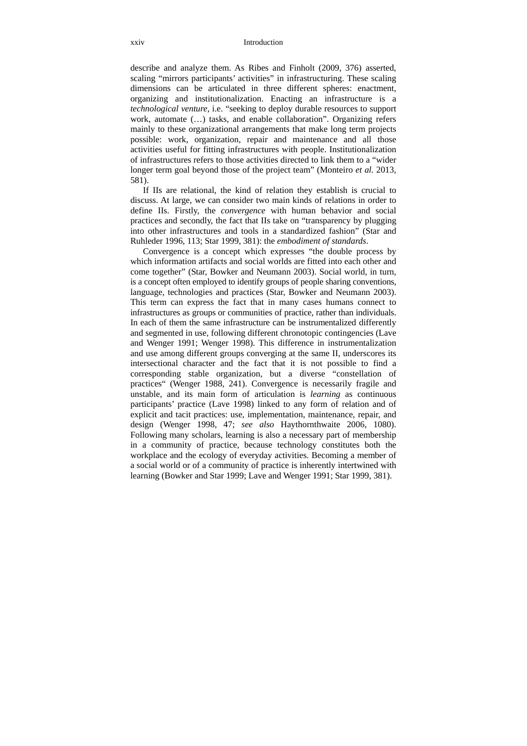describe and analyze them. As Ribes and Finholt (2009, 376) asserted, scaling "mirrors participants' activities" in infrastructuring. These scaling dimensions can be articulated in three different spheres: enactment, organizing and institutionalization. Enacting an infrastructure is a *technological venture*, i.e. "seeking to deploy durable resources to support work, automate (…) tasks, and enable collaboration". Organizing refers mainly to these organizational arrangements that make long term projects possible: work, organization, repair and maintenance and all those activities useful for fitting infrastructures with people. Institutionalization of infrastructures refers to those activities directed to link them to a "wider longer term goal beyond those of the project team" (Monteiro *et al.* 2013, 581).

If IIs are relational, the kind of relation they establish is crucial to discuss. At large, we can consider two main kinds of relations in order to define IIs. Firstly, the *convergence* with human behavior and social practices and secondly, the fact that IIs take on "transparency by plugging into other infrastructures and tools in a standardized fashion" (Star and Ruhleder 1996, 113; Star 1999, 381): the *embodiment of standards*.

Convergence is a concept which expresses "the double process by which information artifacts and social worlds are fitted into each other and come together" (Star, Bowker and Neumann 2003). Social world, in turn, is a concept often employed to identify groups of people sharing conventions, language, technologies and practices (Star, Bowker and Neumann 2003). This term can express the fact that in many cases humans connect to infrastructures as groups or communities of practice, rather than individuals. In each of them the same infrastructure can be instrumentalized differently and segmented in use, following different chronotopic contingencies (Lave and Wenger 1991; Wenger 1998). This difference in instrumentalization and use among different groups converging at the same II, underscores its intersectional character and the fact that it is not possible to find a corresponding stable organization, but a diverse "constellation of practices" (Wenger 1988, 241). Convergence is necessarily fragile and unstable, and its main form of articulation is *learning* as continuous participants' practice (Lave 1998) linked to any form of relation and of explicit and tacit practices: use, implementation, maintenance, repair, and design (Wenger 1998, 47; *see also* Haythornthwaite 2006, 1080). Following many scholars, learning is also a necessary part of membership in a community of practice, because technology constitutes both the workplace and the ecology of everyday activities. Becoming a member of a social world or of a community of practice is inherently intertwined with learning (Bowker and Star 1999; Lave and Wenger 1991; Star 1999, 381).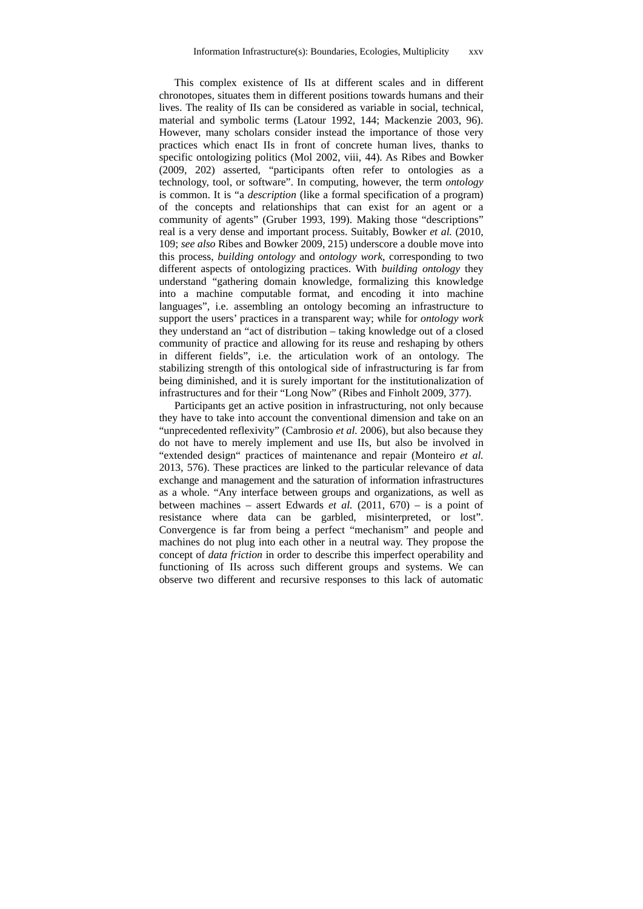This complex existence of IIs at different scales and in different chronotopes, situates them in different positions towards humans and their lives. The reality of IIs can be considered as variable in social, technical, material and symbolic terms (Latour 1992, 144; Mackenzie 2003, 96). However, many scholars consider instead the importance of those very practices which enact IIs in front of concrete human lives, thanks to specific ontologizing politics (Mol 2002, viii, 44). As Ribes and Bowker (2009, 202) asserted, "participants often refer to ontologies as a technology, tool, or software". In computing, however, the term *ontology* is common. It is "a *description* (like a formal specification of a program) of the concepts and relationships that can exist for an agent or a community of agents" (Gruber 1993, 199). Making those "descriptions" real is a very dense and important process. Suitably, Bowker *et al.* (2010, 109; *see also* Ribes and Bowker 2009, 215) underscore a double move into this process, *building ontology* and *ontology work*, corresponding to two different aspects of ontologizing practices. With *building ontology* they understand "gathering domain knowledge, formalizing this knowledge into a machine computable format, and encoding it into machine languages", i.e. assembling an ontology becoming an infrastructure to support the users' practices in a transparent way; while for *ontology work* they understand an "act of distribution – taking knowledge out of a closed community of practice and allowing for its reuse and reshaping by others in different fields", i.e. the articulation work of an ontology. The stabilizing strength of this ontological side of infrastructuring is far from being diminished, and it is surely important for the institutionalization of infrastructures and for their "Long Now" (Ribes and Finholt 2009, 377).

Participants get an active position in infrastructuring, not only because they have to take into account the conventional dimension and take on an "unprecedented reflexivity" (Cambrosio *et al.* 2006), but also because they do not have to merely implement and use IIs, but also be involved in "extended design" practices of maintenance and repair (Monteiro *et al.* 2013, 576). These practices are linked to the particular relevance of data exchange and management and the saturation of information infrastructures as a whole. "Any interface between groups and organizations, as well as between machines – assert Edwards *et al.* (2011, 670) – is a point of resistance where data can be garbled, misinterpreted, or lost". Convergence is far from being a perfect "mechanism" and people and machines do not plug into each other in a neutral way. They propose the concept of *data friction* in order to describe this imperfect operability and functioning of IIs across such different groups and systems. We can observe two different and recursive responses to this lack of automatic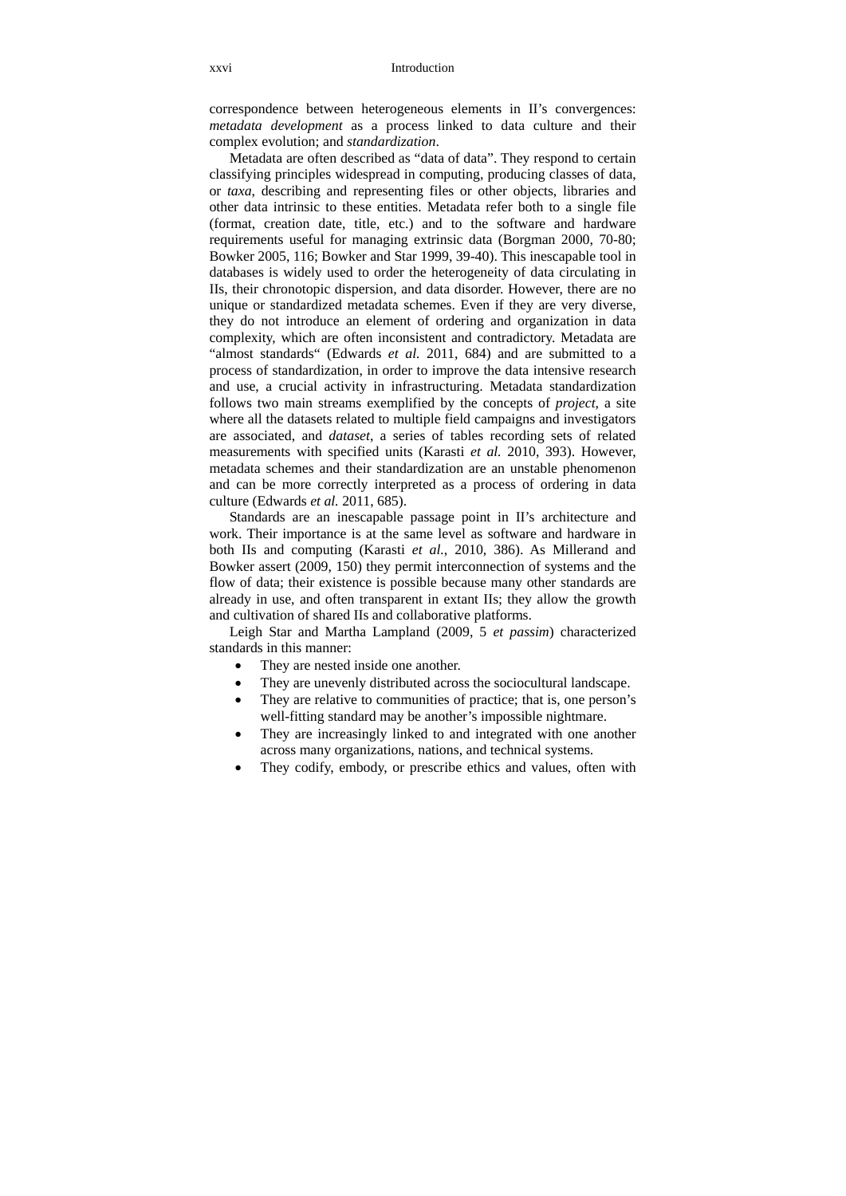correspondence between heterogeneous elements in II's convergences: *metadata development* as a process linked to data culture and their complex evolution; and *standardization*.

Metadata are often described as "data of data". They respond to certain classifying principles widespread in computing, producing classes of data, or *taxa*, describing and representing files or other objects, libraries and other data intrinsic to these entities. Metadata refer both to a single file (format, creation date, title, etc.) and to the software and hardware requirements useful for managing extrinsic data (Borgman 2000, 70-80; Bowker 2005, 116; Bowker and Star 1999, 39-40). This inescapable tool in databases is widely used to order the heterogeneity of data circulating in IIs, their chronotopic dispersion, and data disorder. However, there are no unique or standardized metadata schemes. Even if they are very diverse, they do not introduce an element of ordering and organization in data complexity, which are often inconsistent and contradictory. Metadata are "almost standards" (Edwards *et al.* 2011, 684) and are submitted to a process of standardization, in order to improve the data intensive research and use, a crucial activity in infrastructuring. Metadata standardization follows two main streams exemplified by the concepts of *project*, a site where all the datasets related to multiple field campaigns and investigators are associated, and *dataset*, a series of tables recording sets of related measurements with specified units (Karasti *et al.* 2010, 393). However, metadata schemes and their standardization are an unstable phenomenon and can be more correctly interpreted as a process of ordering in data culture (Edwards *et al.* 2011, 685).

Standards are an inescapable passage point in II's architecture and work. Their importance is at the same level as software and hardware in both IIs and computing (Karasti *et al.*, 2010, 386). As Millerand and Bowker assert (2009, 150) they permit interconnection of systems and the flow of data; their existence is possible because many other standards are already in use, and often transparent in extant IIs; they allow the growth and cultivation of shared IIs and collaborative platforms.

Leigh Star and Martha Lampland (2009, 5 *et passim*) characterized standards in this manner:

- They are nested inside one another.
- They are unevenly distributed across the sociocultural landscape.
- They are relative to communities of practice; that is, one person's well-fitting standard may be another's impossible nightmare.
- They are increasingly linked to and integrated with one another across many organizations, nations, and technical systems.
- They codify, embody, or prescribe ethics and values, often with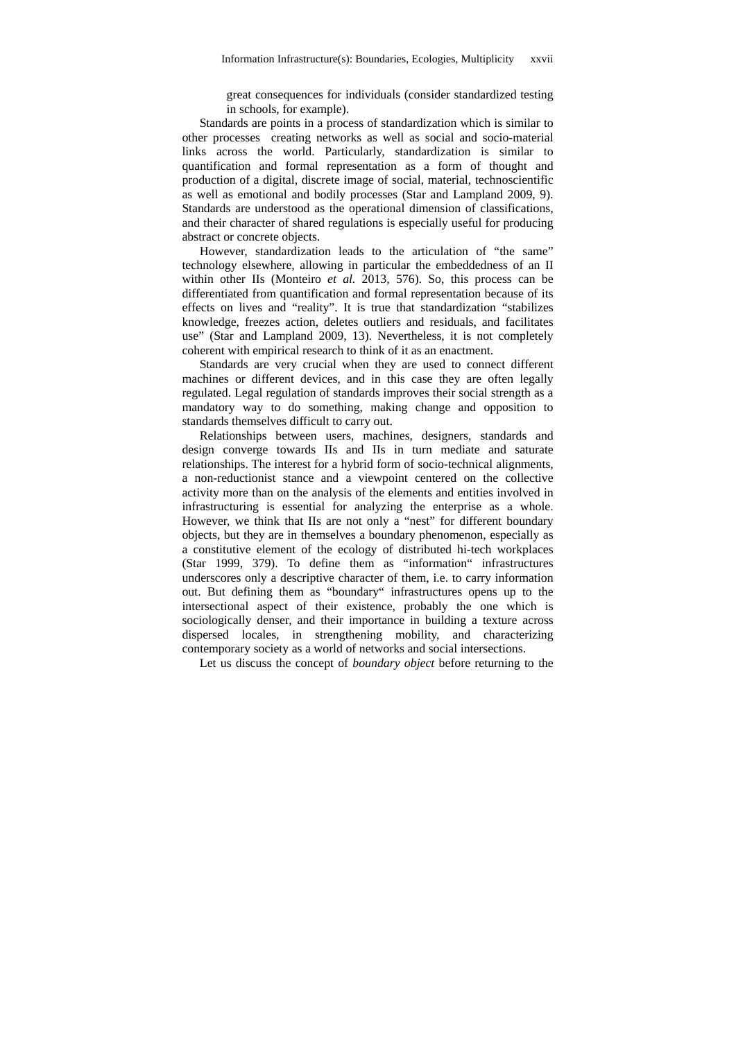great consequences for individuals (consider standardized testing in schools, for example).

Standards are points in a process of standardization which is similar to other processes creating networks as well as social and socio-material links across the world. Particularly, standardization is similar to quantification and formal representation as a form of thought and production of a digital, discrete image of social, material, technoscientific as well as emotional and bodily processes (Star and Lampland 2009, 9). Standards are understood as the operational dimension of classifications, and their character of shared regulations is especially useful for producing abstract or concrete objects.

However, standardization leads to the articulation of "the same" technology elsewhere, allowing in particular the embeddedness of an II within other IIs (Monteiro *et al.* 2013, 576). So, this process can be differentiated from quantification and formal representation because of its effects on lives and "reality". It is true that standardization "stabilizes knowledge, freezes action, deletes outliers and residuals, and facilitates use" (Star and Lampland 2009, 13). Nevertheless, it is not completely coherent with empirical research to think of it as an enactment.

Standards are very crucial when they are used to connect different machines or different devices, and in this case they are often legally regulated. Legal regulation of standards improves their social strength as a mandatory way to do something, making change and opposition to standards themselves difficult to carry out.

Relationships between users, machines, designers, standards and design converge towards IIs and IIs in turn mediate and saturate relationships. The interest for a hybrid form of socio-technical alignments, a non-reductionist stance and a viewpoint centered on the collective activity more than on the analysis of the elements and entities involved in infrastructuring is essential for analyzing the enterprise as a whole. However, we think that IIs are not only a "nest" for different boundary objects, but they are in themselves a boundary phenomenon, especially as a constitutive element of the ecology of distributed hi-tech workplaces (Star 1999, 379). To define them as "information" infrastructures underscores only a descriptive character of them, i.e. to carry information out. But defining them as "boundary" infrastructures opens up to the intersectional aspect of their existence, probably the one which is sociologically denser, and their importance in building a texture across dispersed locales, in strengthening mobility, and characterizing contemporary society as a world of networks and social intersections.

Let us discuss the concept of *boundary object* before returning to the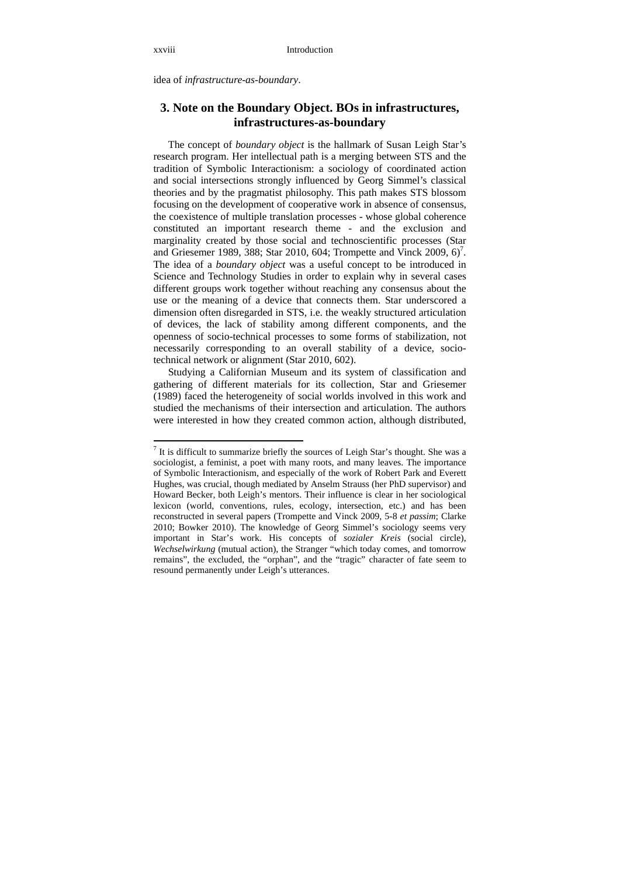idea of *infrastructure-as-boundary*.

## 3. Note on the Boundary Object. BOs in infrastructures, infrastructures-as-boundary

The concept of *boundary object* is the hallmark of Susan Leigh Star's research program. Her intellectual path is a merging between STS and the tradition of Symbolic Interactionism: a sociology of coordinated action and social intersections strongly influenced by Georg Simmel's classical theories and by the pragmatist philosophy. This path makes STS blossom focusing on the development of cooperative work in absence of consensus, the coexistence of multiple translation processes - whose global coherence constituted an important research theme - and the exclusion and marginality created by those social and technoscientific processes (Star and Griesemer 1989, 388; Star 2010, 604; Trompette and Vinck 2009, 6)[7]. The idea of a *boundary object* was a useful concept to be introduced in Science and Technology Studies in order to explain why in several cases different groups work together without reaching any consensus about the use or the meaning of a device that connects them. Star underscored a dimension often disregarded in STS, i.e. the weakly structured articulation of devices, the lack of stability among different components, and the openness of socio-technical processes to some forms of stabilization, not necessarily corresponding to an overall stability of a device, socio-technical network or alignment (Star 2010, 602).

Studying a Californian Museum and its system of classification and gathering of different materials for its collection, Star and Griesemer (1989) faced the heterogeneity of social worlds involved in this work and studied the mechanisms of their intersection and articulation. The authors were interested in how they created common action, although distributed,

---

[7] It is difficult to summarize briefly the sources of Leigh Star's thought. She was a sociologist, a feminist, a poet with many roots, and many leaves. The importance of Symbolic Interactionism, and especially of the work of Robert Park and Everett Hughes, was crucial, though mediated by Anselm Strauss (her PhD supervisor) and Howard Becker, both Leigh's mentors. Their influence is clear in her sociological lexicon (world, conventions, rules, ecology, intersection, etc.) and has been reconstructed in several papers (Trompette and Vinck 2009, 5-8 *et passim*; Clarke 2010; Bowker 2010). The knowledge of Georg Simmel's sociology seems very important in Star's work. His concepts of *sozialer Kreis* (social circle), *Wechselwirkung* (mutual action), the Stranger "which today comes, and tomorrow remains", the excluded, the "orphan", and the "tragic" character of fate seem to resound permanently under Leigh's utterances.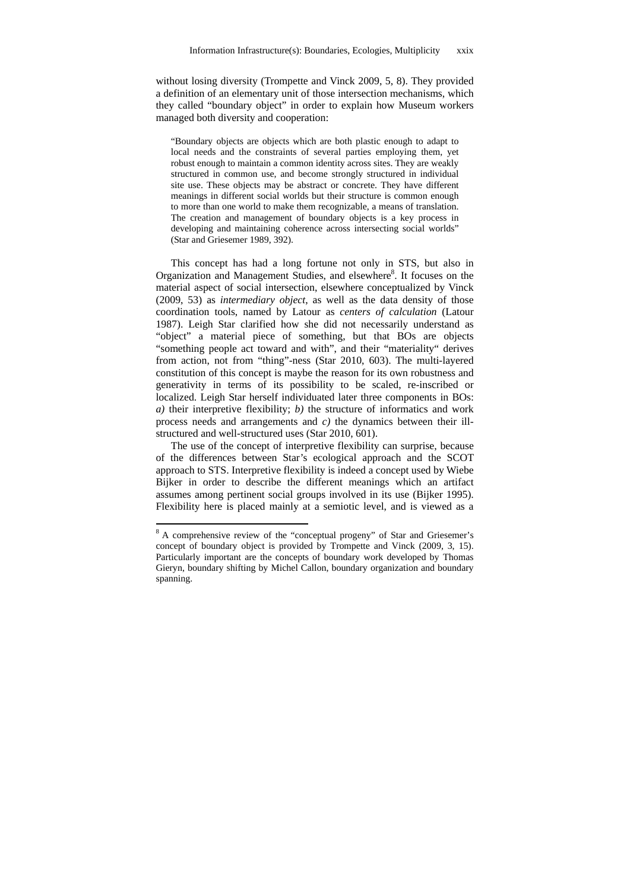without losing diversity (Trompette and Vinck 2009, 5, 8). They provided a definition of an elementary unit of those intersection mechanisms, which they called "boundary object" in order to explain how Museum workers managed both diversity and cooperation:

> "Boundary objects are objects which are both plastic enough to adapt to local needs and the constraints of several parties employing them, yet robust enough to maintain a common identity across sites. They are weakly structured in common use, and become strongly structured in individual site use. These objects may be abstract or concrete. They have different meanings in different social worlds but their structure is common enough to more than one world to make them recognizable, a means of translation. The creation and management of boundary objects is a key process in developing and maintaining coherence across intersecting social worlds" (Star and Griesemer 1989, 392).

This concept has had a long fortune not only in STS, but also in Organization and Management Studies, and elsewhere[8]. It focuses on the material aspect of social intersection, elsewhere conceptualized by Vinck (2009, 53) as *intermediary object*, as well as the data density of those coordination tools, named by Latour as *centers of calculation* (Latour 1987). Leigh Star clarified how she did not necessarily understand as "object" a material piece of something, but that BOs are objects "something people act toward and with", and their "materiality" derives from action, not from "thing"-ness (Star 2010, 603). The multi-layered constitution of this concept is maybe the reason for its own robustness and generativity in terms of its possibility to be scaled, re-inscribed or localized. Leigh Star herself individuated later three components in BOs: *a)* their interpretive flexibility; *b)* the structure of informatics and work process needs and arrangements and *c)* the dynamics between their ill-structured and well-structured uses (Star 2010, 601).

The use of the concept of interpretive flexibility can surprise, because of the differences between Star's ecological approach and the SCOT approach to STS. Interpretive flexibility is indeed a concept used by Wiebe Bijker in order to describe the different meanings which an artifact assumes among pertinent social groups involved in its use (Bijker 1995). Flexibility here is placed mainly at a semiotic level, and is viewed as a

---

[8] A comprehensive review of the "conceptual progeny" of Star and Griesemer's concept of boundary object is provided by Trompette and Vinck (2009, 3, 15). Particularly important are the concepts of boundary work developed by Thomas Gieryn, boundary shifting by Michel Callon, boundary organization and boundary spanning.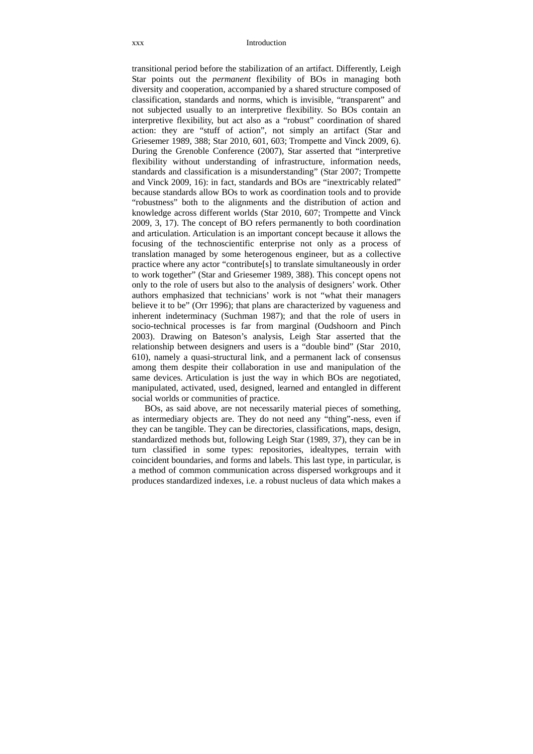transitional period before the stabilization of an artifact. Differently, Leigh Star points out the *permanent* flexibility of BOs in managing both diversity and cooperation, accompanied by a shared structure composed of classification, standards and norms, which is invisible, "transparent" and not subjected usually to an interpretive flexibility. So BOs contain an interpretive flexibility, but act also as a "robust" coordination of shared action: they are "stuff of action", not simply an artifact (Star and Griesemer 1989, 388; Star 2010, 601, 603; Trompette and Vinck 2009, 6). During the Grenoble Conference (2007), Star asserted that "interpretive flexibility without understanding of infrastructure, information needs, standards and classification is a misunderstanding" (Star 2007; Trompette and Vinck 2009, 16): in fact, standards and BOs are "inextricably related" because standards allow BOs to work as coordination tools and to provide "robustness" both to the alignments and the distribution of action and knowledge across different worlds (Star 2010, 607; Trompette and Vinck 2009, 3, 17). The concept of BO refers permanently to both coordination and articulation. Articulation is an important concept because it allows the focusing of the technoscientific enterprise not only as a process of translation managed by some heterogenous engineer, but as a collective practice where any actor "contribute[s] to translate simultaneously in order to work together" (Star and Griesemer 1989, 388). This concept opens not only to the role of users but also to the analysis of designers' work. Other authors emphasized that technicians' work is not "what their managers believe it to be" (Orr 1996); that plans are characterized by vagueness and inherent indeterminacy (Suchman 1987); and that the role of users in socio-technical processes is far from marginal (Oudshoorn and Pinch 2003). Drawing on Bateson's analysis, Leigh Star asserted that the relationship between designers and users is a "double bind" (Star 2010, 610), namely a quasi-structural link, and a permanent lack of consensus among them despite their collaboration in use and manipulation of the same devices. Articulation is just the way in which BOs are negotiated, manipulated, activated, used, designed, learned and entangled in different social worlds or communities of practice.

BOs, as said above, are not necessarily material pieces of something, as intermediary objects are. They do not need any "thing"-ness, even if they can be tangible. They can be directories, classifications, maps, design, standardized methods but, following Leigh Star (1989, 37), they can be in turn classified in some types: repositories, idealtypes, terrain with coincident boundaries, and forms and labels. This last type, in particular, is a method of common communication across dispersed workgroups and it produces standardized indexes, i.e. a robust nucleus of data which makes a